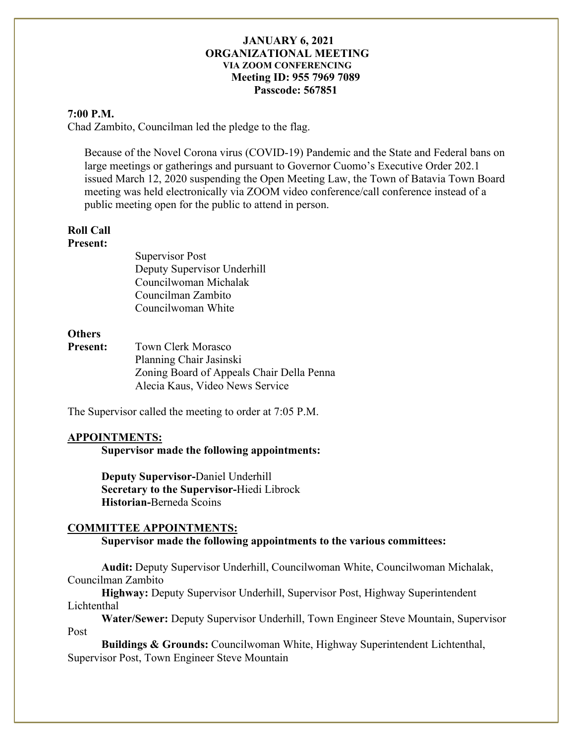# JANUARY 6, 2021
## ORGANIZATIONAL MEETING
### VIA ZOOM CONFERENCING

**Meeting ID: 955 7969 7089**
**Passcode: 567851**

**7:00 P.M.**
Chad Zambito, Councilman led the pledge to the flag.

Because of the Novel Corona virus (COVID-19) Pandemic and the State and Federal bans on large meetings or gatherings and pursuant to Governor Cuomo's Executive Order 202.1 issued March 12, 2020 suspending the Open Meeting Law, the Town of Batavia Town Board meeting was held electronically via ZOOM video conference/call conference instead of a public meeting open for the public to attend in person.

**Roll Call**
**Present:**

Supervisor Post
Deputy Supervisor Underhill
Councilwoman Michalak
Councilman Zambito
Councilwoman White

**Others**
**Present:**

Town Clerk Morasco
Planning Chair Jasinski
Zoning Board of Appeals Chair Della Penna
Alecia Kaus, Video News Service

The Supervisor called the meeting to order at 7:05 P.M.

**APPOINTMENTS:**

**Supervisor made the following appointments:**

**Deputy Supervisor-**Daniel Underhill
**Secretary to the Supervisor-**Hiedi Librock
**Historian-**Berneda Scoins

**COMMITTEE APPOINTMENTS:**

**Supervisor made the following appointments to the various committees:**

**Audit:** Deputy Supervisor Underhill, Councilwoman White, Councilwoman Michalak, Councilman Zambito

**Highway:** Deputy Supervisor Underhill, Supervisor Post, Highway Superintendent Lichtenthal

**Water/Sewer:** Deputy Supervisor Underhill, Town Engineer Steve Mountain, Supervisor Post

**Buildings & Grounds:** Councilwoman White, Highway Superintendent Lichtenthal, Supervisor Post, Town Engineer Steve Mountain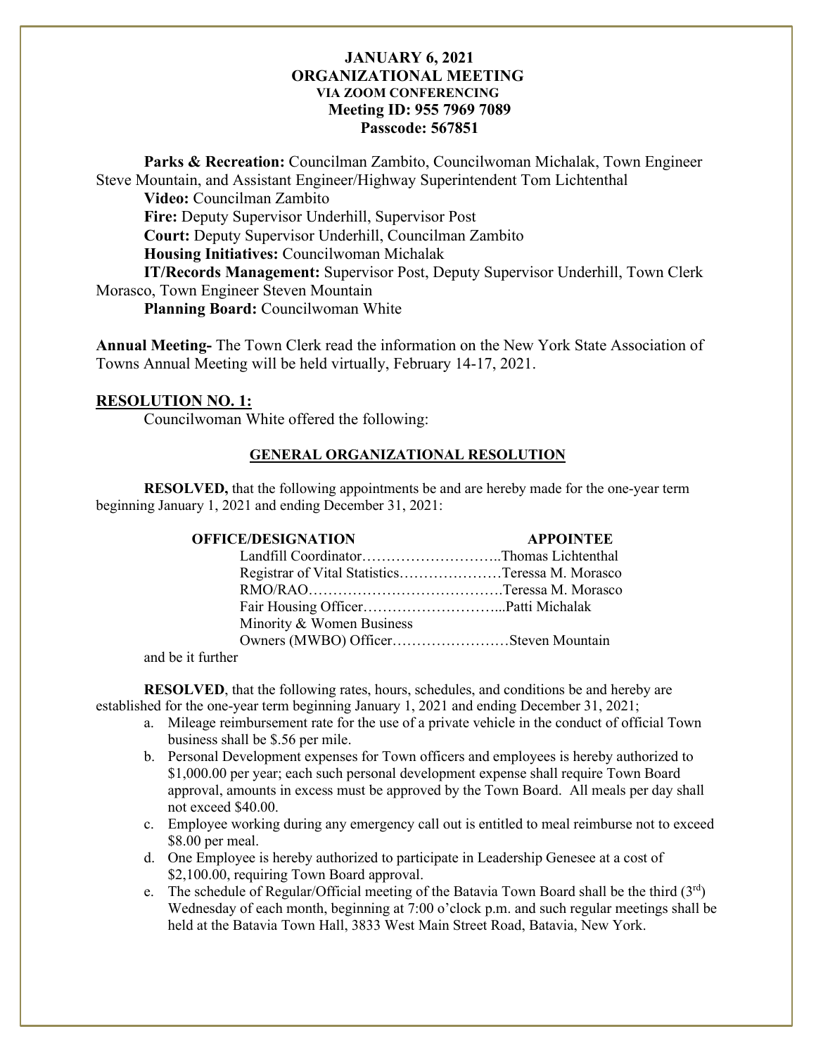**JANUARY 6, 2021**
**ORGANIZATIONAL MEETING**
**VIA ZOOM CONFERENCING**
**Meeting ID: 955 7969 7089**
**Passcode: 567851**

**Parks & Recreation:** Councilman Zambito, Councilwoman Michalak, Town Engineer Steve Mountain, and Assistant Engineer/Highway Superintendent Tom Lichtenthal
**Video:** Councilman Zambito
**Fire:** Deputy Supervisor Underhill, Supervisor Post
**Court:** Deputy Supervisor Underhill, Councilman Zambito
**Housing Initiatives:** Councilwoman Michalak
**IT/Records Management:** Supervisor Post, Deputy Supervisor Underhill, Town Clerk Morasco, Town Engineer Steven Mountain
**Planning Board:** Councilwoman White

**Annual Meeting-** The Town Clerk read the information on the New York State Association of Towns Annual Meeting will be held virtually, February 14-17, 2021.

## RESOLUTION NO. 1:

Councilwoman White offered the following:

### GENERAL ORGANIZATIONAL RESOLUTION

**RESOLVED,** that the following appointments be and are hereby made for the one-year term beginning January 1, 2021 and ending December 31, 2021:

| OFFICE/DESIGNATION | APPOINTEE |
|---|---|
| Landfill Coordinator | Thomas Lichtenthal |
| Registrar of Vital Statistics | Teressa M. Morasco |
| RMO/RAO | Teressa M. Morasco |
| Fair Housing Officer | Patti Michalak |
| Minority & Women Business Owners (MWBO) Officer | Steven Mountain |

and be it further

**RESOLVED**, that the following rates, hours, schedules, and conditions be and hereby are established for the one-year term beginning January 1, 2021 and ending December 31, 2021;

a. Mileage reimbursement rate for the use of a private vehicle in the conduct of official Town business shall be $.56 per mile.
b. Personal Development expenses for Town officers and employees is hereby authorized to $1,000.00 per year; each such personal development expense shall require Town Board approval, amounts in excess must be approved by the Town Board. All meals per day shall not exceed $40.00.
c. Employee working during any emergency call out is entitled to meal reimburse not to exceed $8.00 per meal.
d. One Employee is hereby authorized to participate in Leadership Genesee at a cost of $2,100.00, requiring Town Board approval.
e. The schedule of Regular/Official meeting of the Batavia Town Board shall be the third (3rd) Wednesday of each month, beginning at 7:00 o'clock p.m. and such regular meetings shall be held at the Batavia Town Hall, 3833 West Main Street Road, Batavia, New York.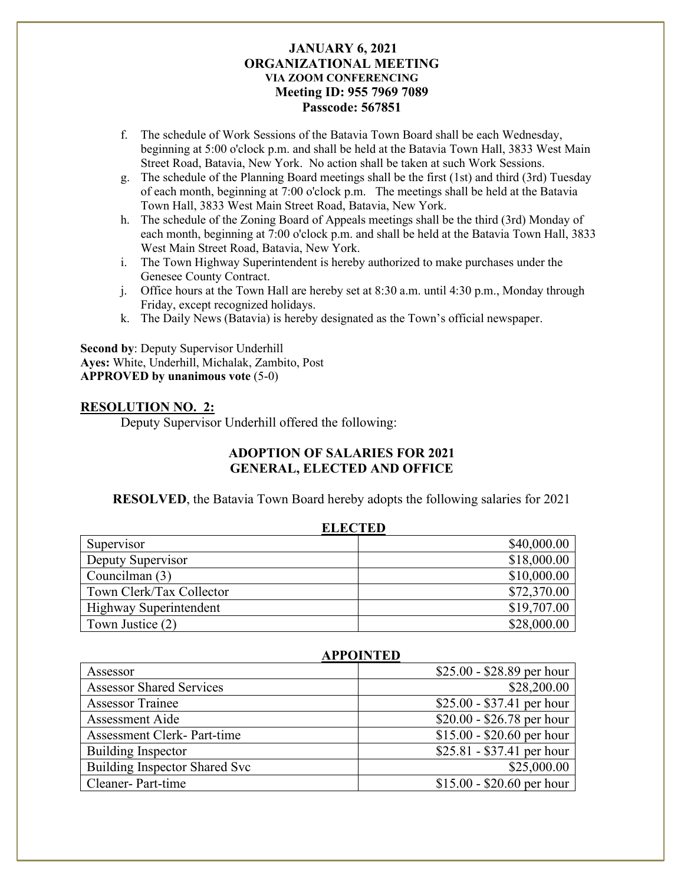**JANUARY 6, 2021**
**ORGANIZATIONAL MEETING**
**VIA ZOOM CONFERENCING**
**Meeting ID: 955 7969 7089**
**Passcode: 567851**

f. The schedule of Work Sessions of the Batavia Town Board shall be each Wednesday, beginning at 5:00 o'clock p.m. and shall be held at the Batavia Town Hall, 3833 West Main Street Road, Batavia, New York. No action shall be taken at such Work Sessions.
g. The schedule of the Planning Board meetings shall be the first (1st) and third (3rd) Tuesday of each month, beginning at 7:00 o'clock p.m. The meetings shall be held at the Batavia Town Hall, 3833 West Main Street Road, Batavia, New York.
h. The schedule of the Zoning Board of Appeals meetings shall be the third (3rd) Monday of each month, beginning at 7:00 o'clock p.m. and shall be held at the Batavia Town Hall, 3833 West Main Street Road, Batavia, New York.
i. The Town Highway Superintendent is hereby authorized to make purchases under the Genesee County Contract.
j. Office hours at the Town Hall are hereby set at 8:30 a.m. until 4:30 p.m., Monday through Friday, except recognized holidays.
k. The Daily News (Batavia) is hereby designated as the Town's official newspaper.

**Second by**: Deputy Supervisor Underhill
**Ayes:** White, Underhill, Michalak, Zambito, Post
**APPROVED by unanimous vote** (5-0)

**RESOLUTION NO. 2:**

Deputy Supervisor Underhill offered the following:

**ADOPTION OF SALARIES FOR 2021**
**GENERAL, ELECTED AND OFFICE**

**RESOLVED**, the Batavia Town Board hereby adopts the following salaries for 2021

**ELECTED**

| | |
|---|---|
| Supervisor | $40,000.00 |
| Deputy Supervisor | $18,000.00 |
| Councilman (3) | $10,000.00 |
| Town Clerk/Tax Collector | $72,370.00 |
| Highway Superintendent | $19,707.00 |
| Town Justice (2) | $28,000.00 |

**APPOINTED**

| | |
|---|---|
| Assessor | $25.00 - $28.89 per hour |
| Assessor Shared Services | $28,200.00 |
| Assessor Trainee | $25.00 - $37.41 per hour |
| Assessment Aide | $20.00 - $26.78 per hour |
| Assessment Clerk- Part-time | $15.00 - $20.60 per hour |
| Building Inspector | $25.81 - $37.41 per hour |
| Building Inspector Shared Svc | $25,000.00 |
| Cleaner- Part-time | $15.00 - $20.60 per hour |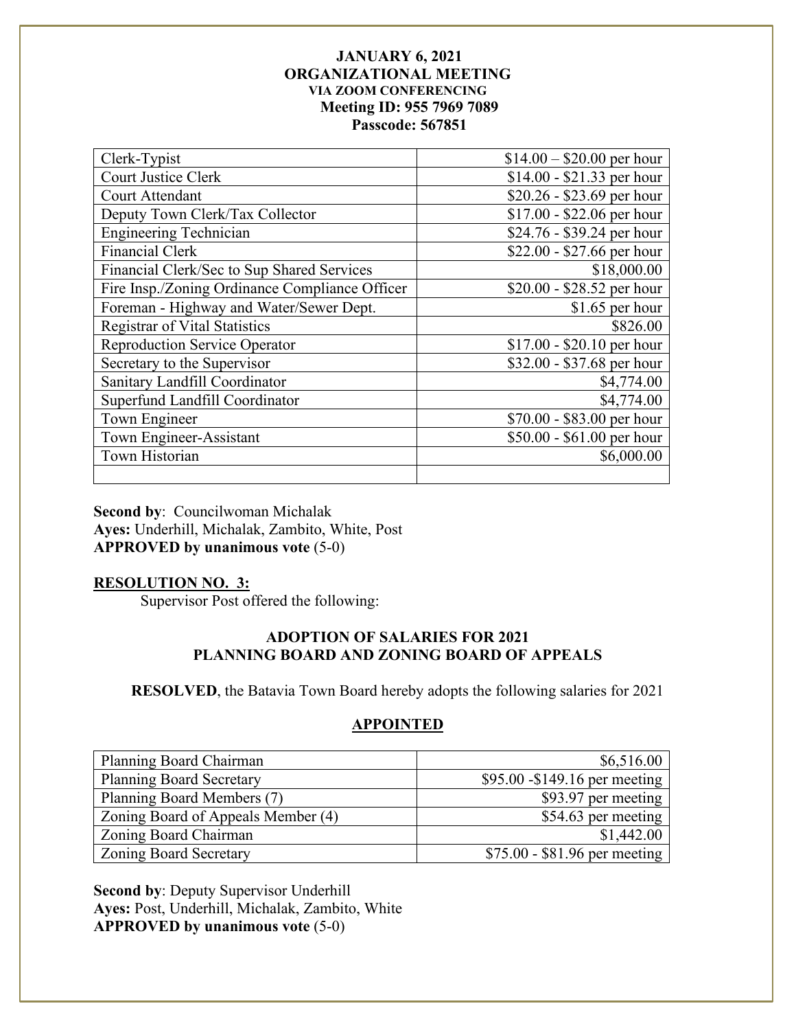**JANUARY 6, 2021**
**ORGANIZATIONAL MEETING**
**VIA ZOOM CONFERENCING**
**Meeting ID: 955 7969 7089**
**Passcode: 567851**

| | |
|---|---|
| Clerk-Typist | $14.00 – $20.00 per hour |
| Court Justice Clerk | $14.00 - $21.33 per hour |
| Court Attendant | $20.26 - $23.69 per hour |
| Deputy Town Clerk/Tax Collector | $17.00 - $22.06 per hour |
| Engineering Technician | $24.76 - $39.24 per hour |
| Financial Clerk | $22.00 - $27.66 per hour |
| Financial Clerk/Sec to Sup Shared Services | $18,000.00 |
| Fire Insp./Zoning Ordinance Compliance Officer | $20.00 - $28.52 per hour |
| Foreman - Highway and Water/Sewer Dept. | $1.65 per hour |
| Registrar of Vital Statistics | $826.00 |
| Reproduction Service Operator | $17.00 - $20.10 per hour |
| Secretary to the Supervisor | $32.00 - $37.68 per hour |
| Sanitary Landfill Coordinator | $4,774.00 |
| Superfund Landfill Coordinator | $4,774.00 |
| Town Engineer | $70.00 - $83.00 per hour |
| Town Engineer-Assistant | $50.00 - $61.00 per hour |
| Town Historian | $6,000.00 |
| | |

**Second by**: Councilwoman Michalak
**Ayes:** Underhill, Michalak, Zambito, White, Post
**APPROVED by unanimous vote** (5-0)

**RESOLUTION NO. 3:**

Supervisor Post offered the following:

**ADOPTION OF SALARIES FOR 2021**
**PLANNING BOARD AND ZONING BOARD OF APPEALS**

**RESOLVED**, the Batavia Town Board hereby adopts the following salaries for 2021

**APPOINTED**

| | |
|---|---|
| Planning Board Chairman | $6,516.00 |
| Planning Board Secretary | $95.00 -$149.16 per meeting |
| Planning Board Members (7) | $93.97 per meeting |
| Zoning Board of Appeals Member (4) | $54.63 per meeting |
| Zoning Board Chairman | $1,442.00 |
| Zoning Board Secretary | $75.00 - $81.96 per meeting |

**Second by**: Deputy Supervisor Underhill
**Ayes:** Post, Underhill, Michalak, Zambito, White
**APPROVED by unanimous vote** (5-0)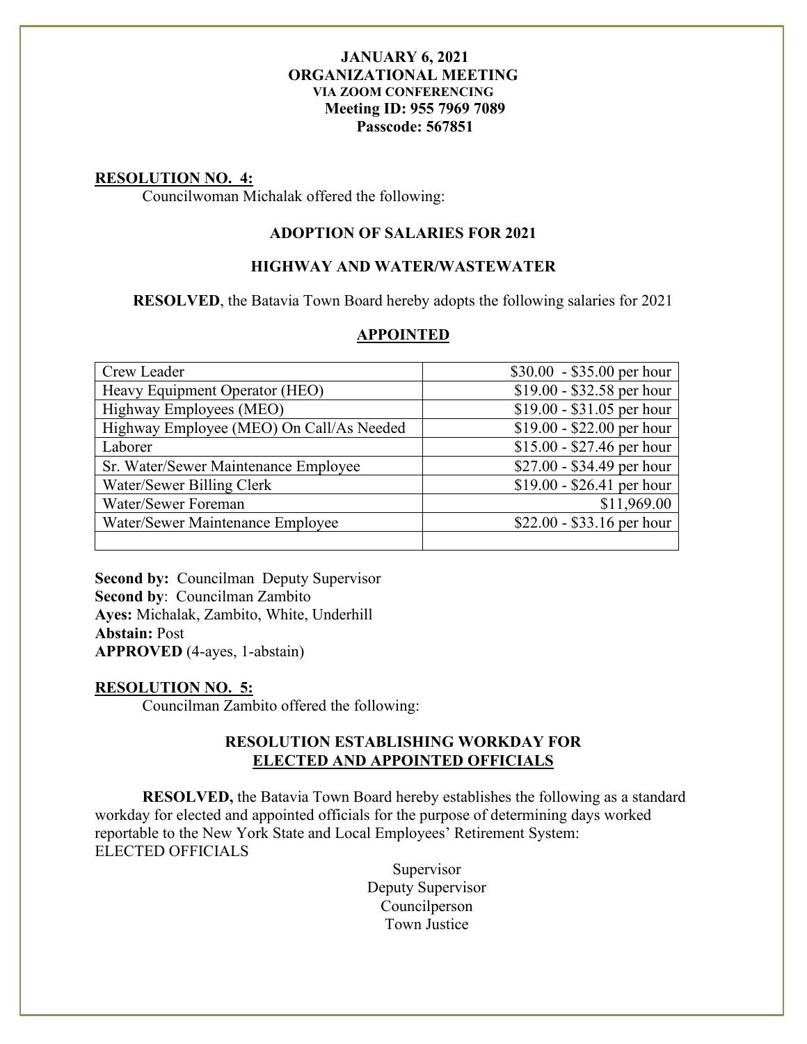**JANUARY 6, 2021**
**ORGANIZATIONAL MEETING**
**VIA ZOOM CONFERENCING**
**Meeting ID: 955 7969 7089**
**Passcode: 567851**

**RESOLUTION NO. 4:**

Councilwoman Michalak offered the following:

**ADOPTION OF SALARIES FOR 2021**

**HIGHWAY AND WATER/WASTEWATER**

**RESOLVED**, the Batavia Town Board hereby adopts the following salaries for 2021

**APPOINTED**

| | |
|---|---|
| Crew Leader | \$30.00 - \$35.00 per hour |
| Heavy Equipment Operator (HEO) | \$19.00 - \$32.58 per hour |
| Highway Employees (MEO) | \$19.00 - \$31.05 per hour |
| Highway Employee (MEO) On Call/As Needed | \$19.00 - \$22.00 per hour |
| Laborer | \$15.00 - \$27.46 per hour |
| Sr. Water/Sewer Maintenance Employee | \$27.00 - \$34.49 per hour |
| Water/Sewer Billing Clerk | \$19.00 - \$26.41 per hour |
| Water/Sewer Foreman | \$11,969.00 |
| Water/Sewer Maintenance Employee | \$22.00 - \$33.16 per hour |
| | |

**Second by:** Councilman Deputy Supervisor
**Second by**: Councilman Zambito
**Ayes:** Michalak, Zambito, White, Underhill
**Abstain:** Post
**APPROVED** (4-ayes, 1-abstain)

**RESOLUTION NO. 5:**

Councilman Zambito offered the following:

**RESOLUTION ESTABLISHING WORKDAY FOR ELECTED AND APPOINTED OFFICIALS**

**RESOLVED,** the Batavia Town Board hereby establishes the following as a standard workday for elected and appointed officials for the purpose of determining days worked reportable to the New York State and Local Employees' Retirement System:
ELECTED OFFICIALS

Supervisor
Deputy Supervisor
Councilperson
Town Justice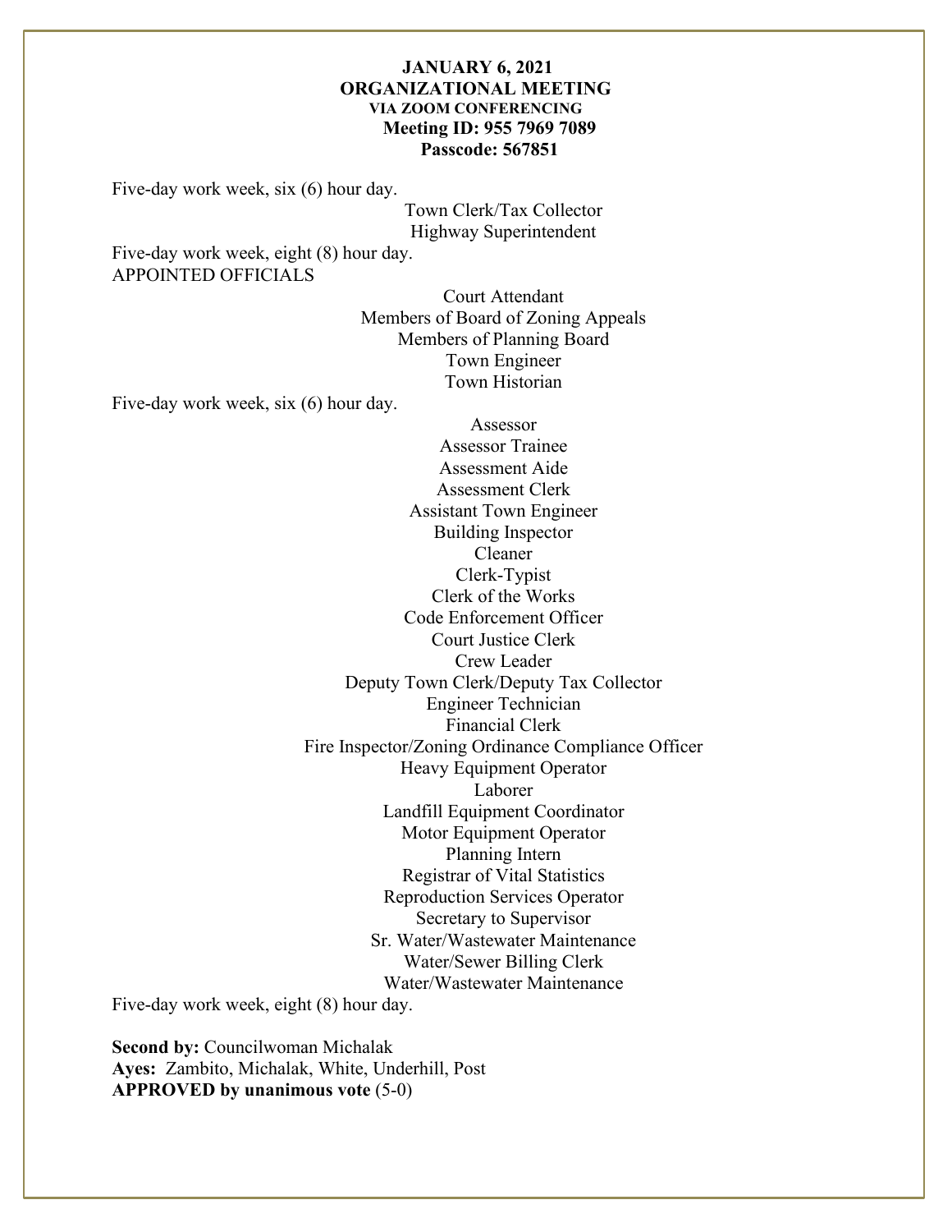**JANUARY 6, 2021**
**ORGANIZATIONAL MEETING**
**VIA ZOOM CONFERENCING**
**Meeting ID: 955 7969 7089**
**Passcode: 567851**

Five-day work week, six (6) hour day.

Town Clerk/Tax Collector
Highway Superintendent

Five-day work week, eight (8) hour day.

APPOINTED OFFICIALS

Court Attendant
Members of Board of Zoning Appeals
Members of Planning Board
Town Engineer
Town Historian

Five-day work week, six (6) hour day.

Assessor
Assessor Trainee
Assessment Aide
Assessment Clerk
Assistant Town Engineer
Building Inspector
Cleaner
Clerk-Typist
Clerk of the Works
Code Enforcement Officer
Court Justice Clerk
Crew Leader
Deputy Town Clerk/Deputy Tax Collector
Engineer Technician
Financial Clerk
Fire Inspector/Zoning Ordinance Compliance Officer
Heavy Equipment Operator
Laborer
Landfill Equipment Coordinator
Motor Equipment Operator
Planning Intern
Registrar of Vital Statistics
Reproduction Services Operator
Secretary to Supervisor
Sr. Water/Wastewater Maintenance
Water/Sewer Billing Clerk
Water/Wastewater Maintenance

Five-day work week, eight (8) hour day.

**Second by:** Councilwoman Michalak
**Ayes:** Zambito, Michalak, White, Underhill, Post
**APPROVED by unanimous vote** (5-0)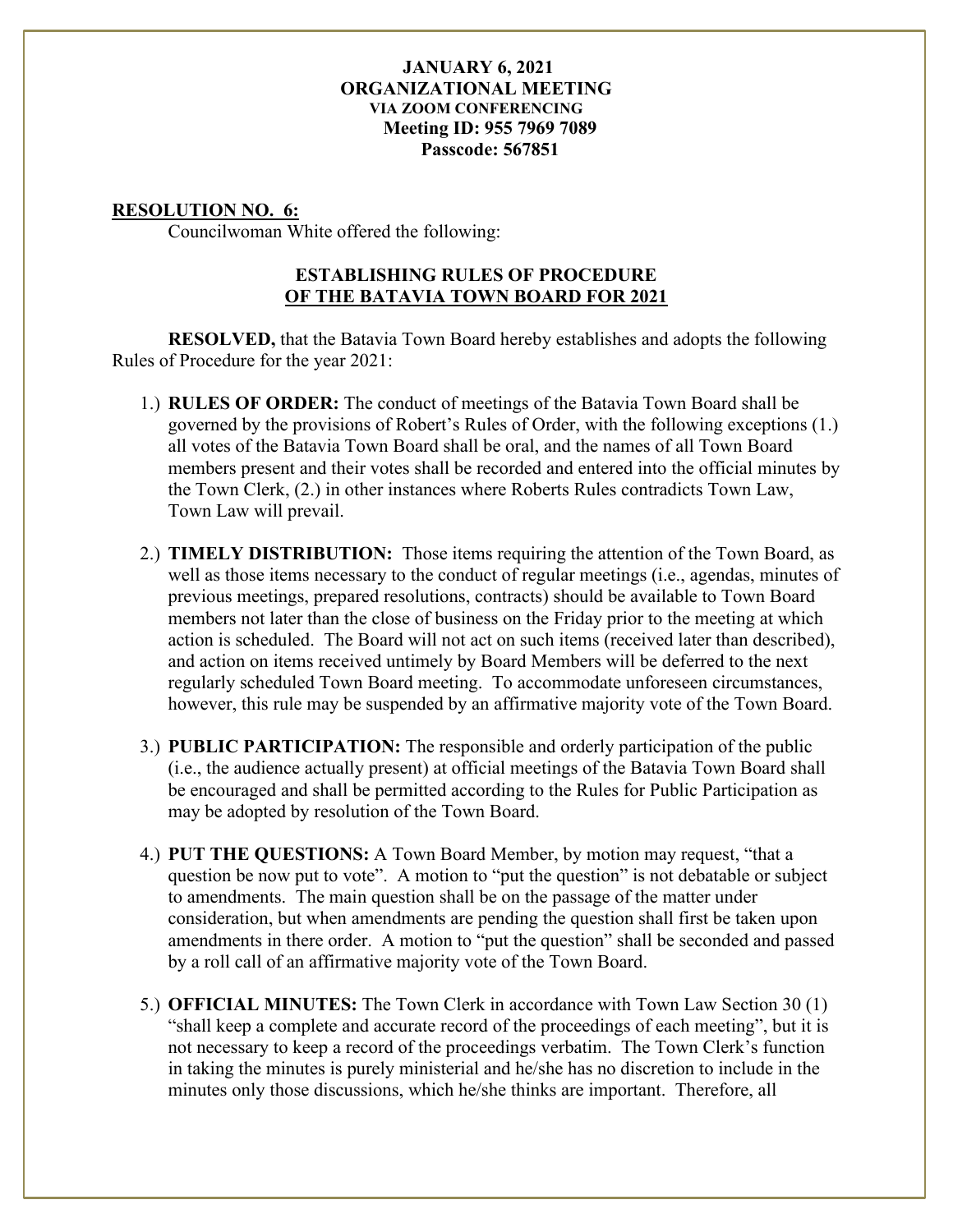**JANUARY 6, 2021**
**ORGANIZATIONAL MEETING**
**VIA ZOOM CONFERENCING**
**Meeting ID: 955 7969 7089**
**Passcode: 567851**

**RESOLUTION NO. 6:**

Councilwoman White offered the following:

**ESTABLISHING RULES OF PROCEDURE OF THE BATAVIA TOWN BOARD FOR 2021**

**RESOLVED,** that the Batavia Town Board hereby establishes and adopts the following Rules of Procedure for the year 2021:

1.) **RULES OF ORDER:** The conduct of meetings of the Batavia Town Board shall be governed by the provisions of Robert's Rules of Order, with the following exceptions (1.) all votes of the Batavia Town Board shall be oral, and the names of all Town Board members present and their votes shall be recorded and entered into the official minutes by the Town Clerk, (2.) in other instances where Roberts Rules contradicts Town Law, Town Law will prevail.

2.) **TIMELY DISTRIBUTION:** Those items requiring the attention of the Town Board, as well as those items necessary to the conduct of regular meetings (i.e., agendas, minutes of previous meetings, prepared resolutions, contracts) should be available to Town Board members not later than the close of business on the Friday prior to the meeting at which action is scheduled. The Board will not act on such items (received later than described), and action on items received untimely by Board Members will be deferred to the next regularly scheduled Town Board meeting. To accommodate unforeseen circumstances, however, this rule may be suspended by an affirmative majority vote of the Town Board.

3.) **PUBLIC PARTICIPATION:** The responsible and orderly participation of the public (i.e., the audience actually present) at official meetings of the Batavia Town Board shall be encouraged and shall be permitted according to the Rules for Public Participation as may be adopted by resolution of the Town Board.

4.) **PUT THE QUESTIONS:** A Town Board Member, by motion may request, "that a question be now put to vote". A motion to "put the question" is not debatable or subject to amendments. The main question shall be on the passage of the matter under consideration, but when amendments are pending the question shall first be taken upon amendments in there order. A motion to "put the question" shall be seconded and passed by a roll call of an affirmative majority vote of the Town Board.

5.) **OFFICIAL MINUTES:** The Town Clerk in accordance with Town Law Section 30 (1) "shall keep a complete and accurate record of the proceedings of each meeting", but it is not necessary to keep a record of the proceedings verbatim. The Town Clerk's function in taking the minutes is purely ministerial and he/she has no discretion to include in the minutes only those discussions, which he/she thinks are important. Therefore, all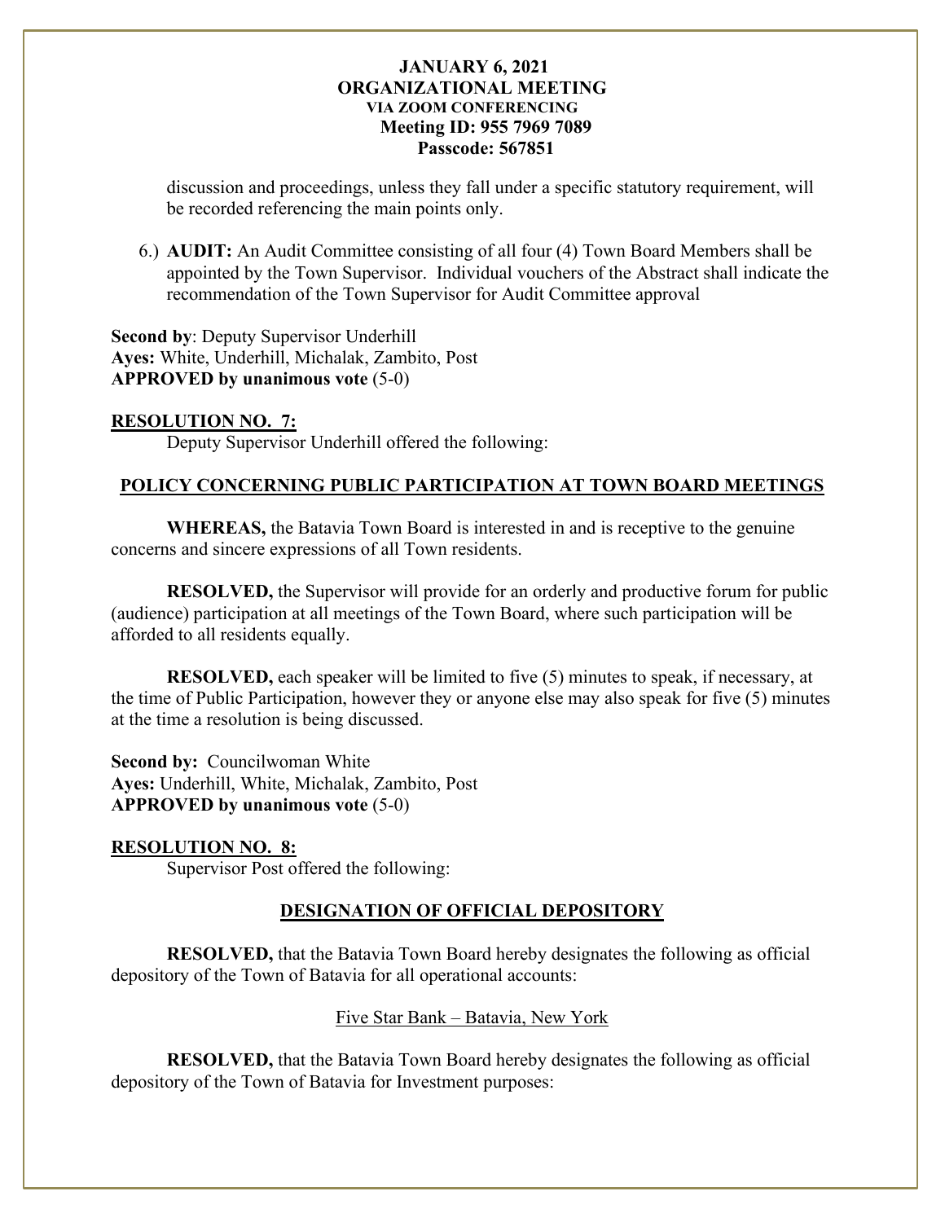discussion and proceedings, unless they fall under a specific statutory requirement, will be recorded referencing the main points only.

6.) **AUDIT:** An Audit Committee consisting of all four (4) Town Board Members shall be appointed by the Town Supervisor. Individual vouchers of the Abstract shall indicate the recommendation of the Town Supervisor for Audit Committee approval

**Second by**: Deputy Supervisor Underhill
**Ayes:** White, Underhill, Michalak, Zambito, Post
**APPROVED by unanimous vote** (5-0)

**RESOLUTION NO. 7:**
Deputy Supervisor Underhill offered the following:

**POLICY CONCERNING PUBLIC PARTICIPATION AT TOWN BOARD MEETINGS**

**WHEREAS,** the Batavia Town Board is interested in and is receptive to the genuine concerns and sincere expressions of all Town residents.

**RESOLVED,** the Supervisor will provide for an orderly and productive forum for public (audience) participation at all meetings of the Town Board, where such participation will be afforded to all residents equally.

**RESOLVED,** each speaker will be limited to five (5) minutes to speak, if necessary, at the time of Public Participation, however they or anyone else may also speak for five (5) minutes at the time a resolution is being discussed.

**Second by:** Councilwoman White
**Ayes:** Underhill, White, Michalak, Zambito, Post
**APPROVED by unanimous vote** (5-0)

**RESOLUTION NO. 8:**
Supervisor Post offered the following:

**DESIGNATION OF OFFICIAL DEPOSITORY**

**RESOLVED,** that the Batavia Town Board hereby designates the following as official depository of the Town of Batavia for all operational accounts:

Five Star Bank – Batavia, New York

**RESOLVED,** that the Batavia Town Board hereby designates the following as official depository of the Town of Batavia for Investment purposes: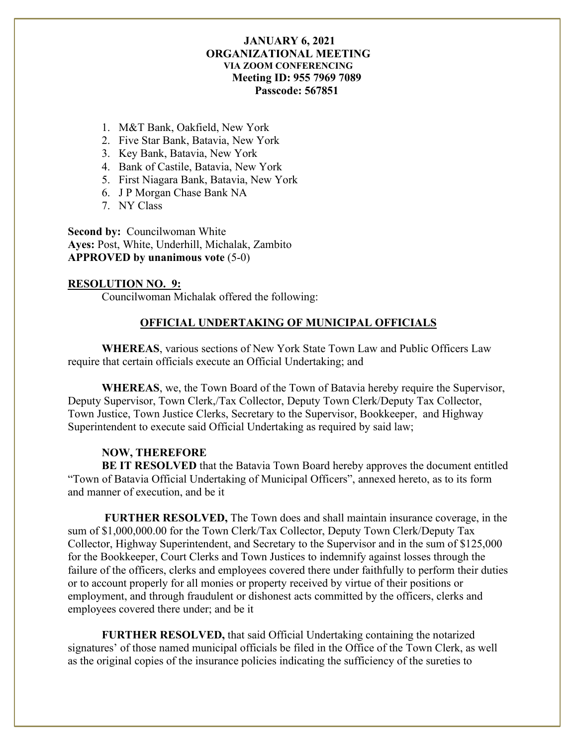**JANUARY 6, 2021**
**ORGANIZATIONAL MEETING**
**VIA ZOOM CONFERENCING**
**Meeting ID: 955 7969 7089**
**Passcode: 567851**

1. M&T Bank, Oakfield, New York
2. Five Star Bank, Batavia, New York
3. Key Bank, Batavia, New York
4. Bank of Castile, Batavia, New York
5. First Niagara Bank, Batavia, New York
6. J P Morgan Chase Bank NA
7. NY Class

**Second by:** Councilwoman White
**Ayes:** Post, White, Underhill, Michalak, Zambito
**APPROVED by unanimous vote** (5-0)

**RESOLUTION NO. 9:**

Councilwoman Michalak offered the following:

**OFFICIAL UNDERTAKING OF MUNICIPAL OFFICIALS**

**WHEREAS**, various sections of New York State Town Law and Public Officers Law require that certain officials execute an Official Undertaking; and

**WHEREAS**, we, the Town Board of the Town of Batavia hereby require the Supervisor, Deputy Supervisor, Town Clerk,/Tax Collector, Deputy Town Clerk/Deputy Tax Collector, Town Justice, Town Justice Clerks, Secretary to the Supervisor, Bookkeeper, and Highway Superintendent to execute said Official Undertaking as required by said law;

**NOW, THEREFORE**

**BE IT RESOLVED** that the Batavia Town Board hereby approves the document entitled "Town of Batavia Official Undertaking of Municipal Officers", annexed hereto, as to its form and manner of execution, and be it

**FURTHER RESOLVED,** The Town does and shall maintain insurance coverage, in the sum of $1,000,000.00 for the Town Clerk/Tax Collector, Deputy Town Clerk/Deputy Tax Collector, Highway Superintendent, and Secretary to the Supervisor and in the sum of $125,000 for the Bookkeeper, Court Clerks and Town Justices to indemnify against losses through the failure of the officers, clerks and employees covered there under faithfully to perform their duties or to account properly for all monies or property received by virtue of their positions or employment, and through fraudulent or dishonest acts committed by the officers, clerks and employees covered there under; and be it

**FURTHER RESOLVED,** that said Official Undertaking containing the notarized signatures' of those named municipal officials be filed in the Office of the Town Clerk, as well as the original copies of the insurance policies indicating the sufficiency of the sureties to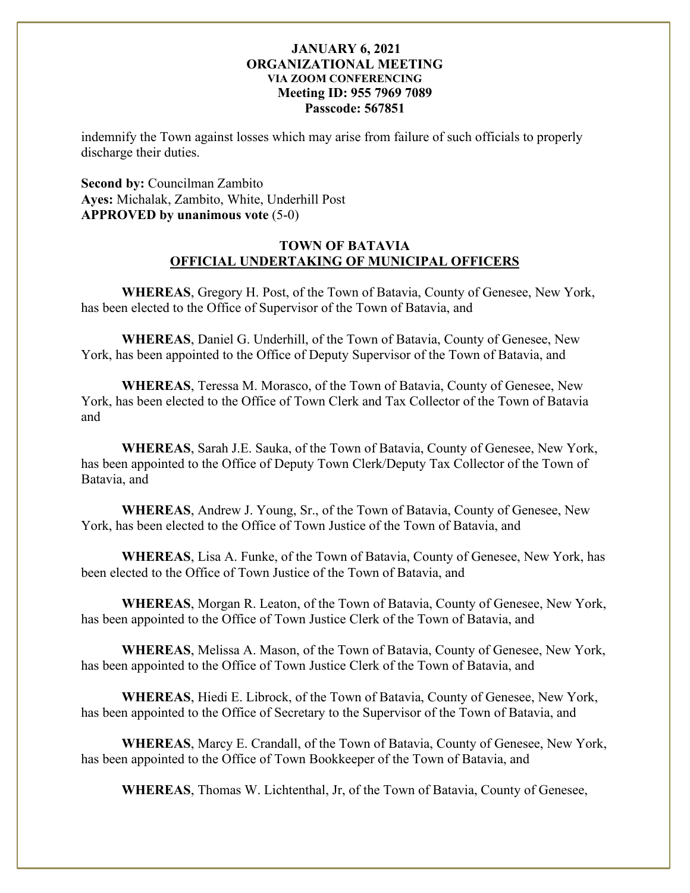indemnify the Town against losses which may arise from failure of such officials to properly discharge their duties.

**Second by:** Councilman Zambito
**Ayes:** Michalak, Zambito, White, Underhill Post
**APPROVED by unanimous vote** (5-0)

## TOWN OF BATAVIA
## OFFICIAL UNDERTAKING OF MUNICIPAL OFFICERS

**WHEREAS**, Gregory H. Post, of the Town of Batavia, County of Genesee, New York, has been elected to the Office of Supervisor of the Town of Batavia, and

**WHEREAS**, Daniel G. Underhill, of the Town of Batavia, County of Genesee, New York, has been appointed to the Office of Deputy Supervisor of the Town of Batavia, and

**WHEREAS**, Teressa M. Morasco, of the Town of Batavia, County of Genesee, New York, has been elected to the Office of Town Clerk and Tax Collector of the Town of Batavia and

**WHEREAS**, Sarah J.E. Sauka, of the Town of Batavia, County of Genesee, New York, has been appointed to the Office of Deputy Town Clerk/Deputy Tax Collector of the Town of Batavia, and

**WHEREAS**, Andrew J. Young, Sr., of the Town of Batavia, County of Genesee, New York, has been elected to the Office of Town Justice of the Town of Batavia, and

**WHEREAS**, Lisa A. Funke, of the Town of Batavia, County of Genesee, New York, has been elected to the Office of Town Justice of the Town of Batavia, and

**WHEREAS**, Morgan R. Leaton, of the Town of Batavia, County of Genesee, New York, has been appointed to the Office of Town Justice Clerk of the Town of Batavia, and

**WHEREAS**, Melissa A. Mason, of the Town of Batavia, County of Genesee, New York, has been appointed to the Office of Town Justice Clerk of the Town of Batavia, and

**WHEREAS**, Hiedi E. Librock, of the Town of Batavia, County of Genesee, New York, has been appointed to the Office of Secretary to the Supervisor of the Town of Batavia, and

**WHEREAS**, Marcy E. Crandall, of the Town of Batavia, County of Genesee, New York, has been appointed to the Office of Town Bookkeeper of the Town of Batavia, and

**WHEREAS**, Thomas W. Lichtenthal, Jr, of the Town of Batavia, County of Genesee,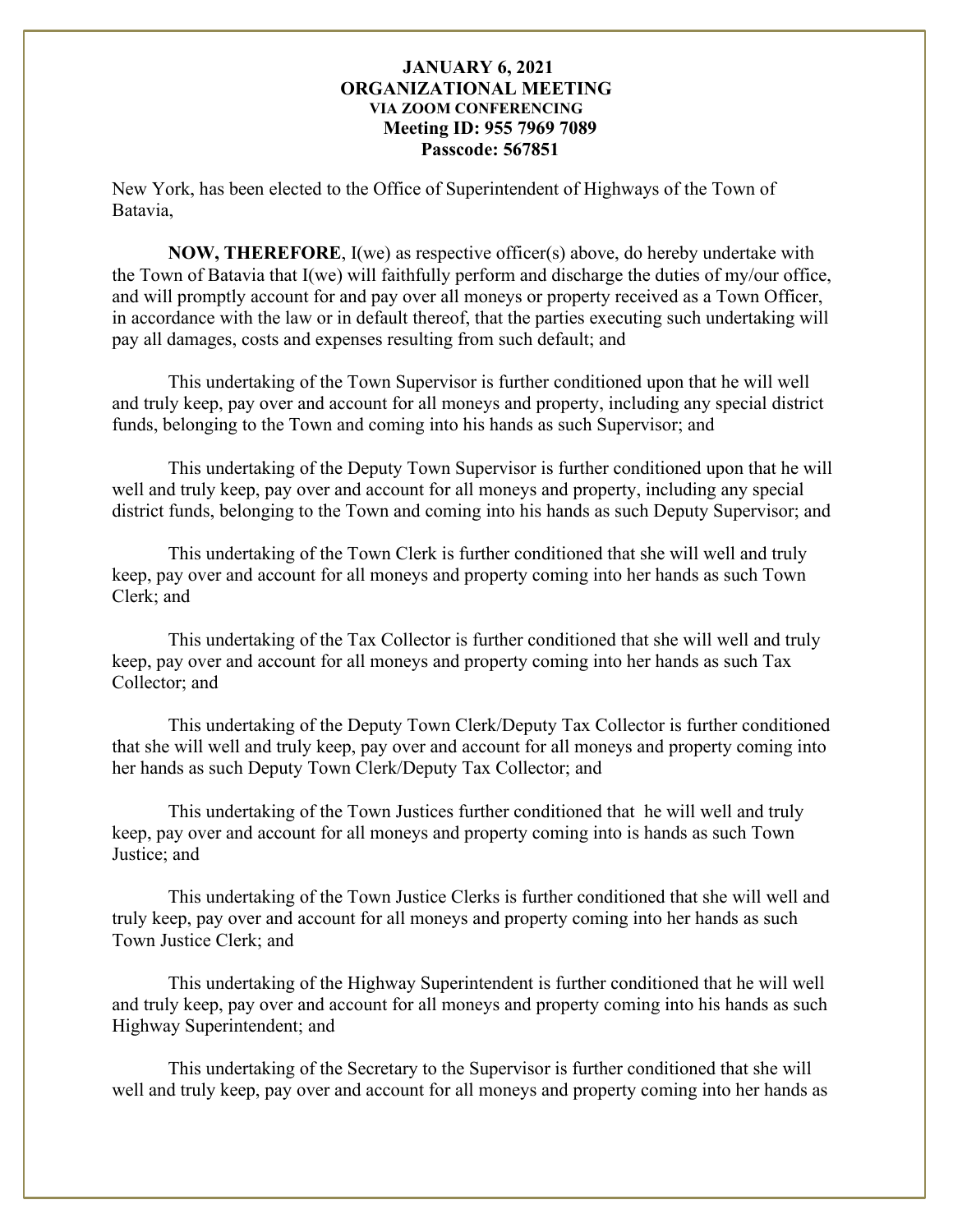New York, has been elected to the Office of Superintendent of Highways of the Town of Batavia,

**NOW, THEREFORE**, I(we) as respective officer(s) above, do hereby undertake with the Town of Batavia that I(we) will faithfully perform and discharge the duties of my/our office, and will promptly account for and pay over all moneys or property received as a Town Officer, in accordance with the law or in default thereof, that the parties executing such undertaking will pay all damages, costs and expenses resulting from such default; and

This undertaking of the Town Supervisor is further conditioned upon that he will well and truly keep, pay over and account for all moneys and property, including any special district funds, belonging to the Town and coming into his hands as such Supervisor; and

This undertaking of the Deputy Town Supervisor is further conditioned upon that he will well and truly keep, pay over and account for all moneys and property, including any special district funds, belonging to the Town and coming into his hands as such Deputy Supervisor; and

This undertaking of the Town Clerk is further conditioned that she will well and truly keep, pay over and account for all moneys and property coming into her hands as such Town Clerk; and

This undertaking of the Tax Collector is further conditioned that she will well and truly keep, pay over and account for all moneys and property coming into her hands as such Tax Collector; and

This undertaking of the Deputy Town Clerk/Deputy Tax Collector is further conditioned that she will well and truly keep, pay over and account for all moneys and property coming into her hands as such Deputy Town Clerk/Deputy Tax Collector; and

This undertaking of the Town Justices further conditioned that he will well and truly keep, pay over and account for all moneys and property coming into is hands as such Town Justice; and

This undertaking of the Town Justice Clerks is further conditioned that she will well and truly keep, pay over and account for all moneys and property coming into her hands as such Town Justice Clerk; and

This undertaking of the Highway Superintendent is further conditioned that he will well and truly keep, pay over and account for all moneys and property coming into his hands as such Highway Superintendent; and

This undertaking of the Secretary to the Supervisor is further conditioned that she will well and truly keep, pay over and account for all moneys and property coming into her hands as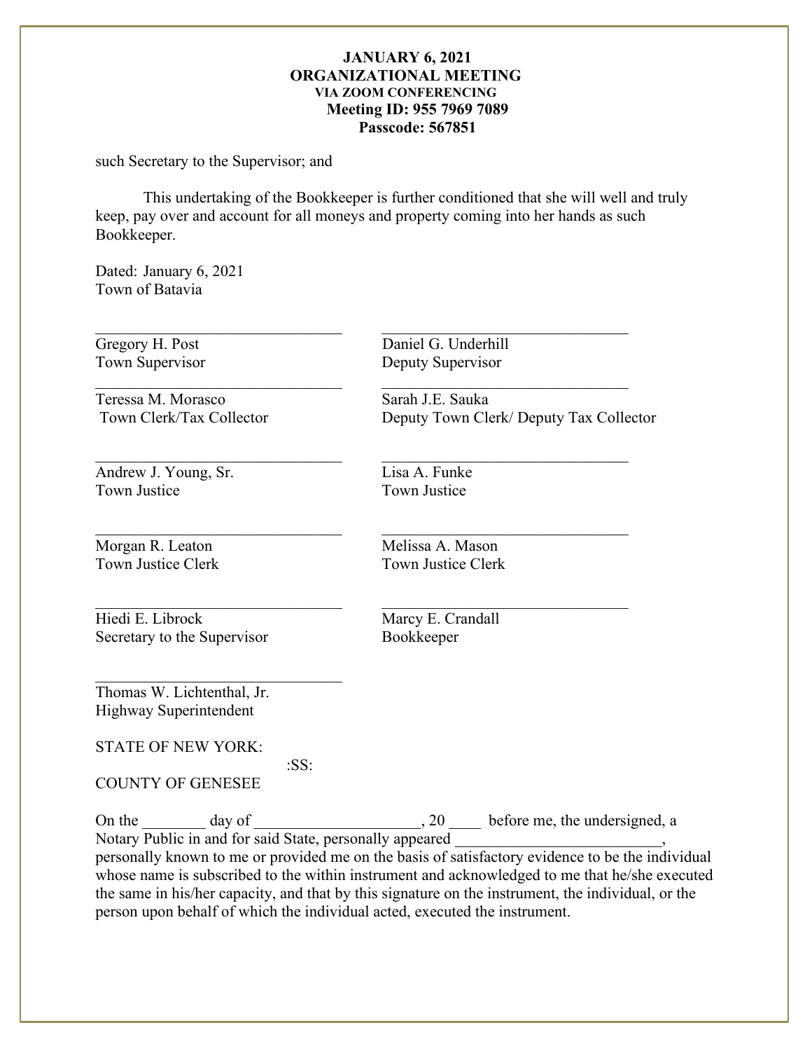such Secretary to the Supervisor; and

This undertaking of the Bookkeeper is further conditioned that she will well and truly keep, pay over and account for all moneys and property coming into her hands as such Bookkeeper.

Dated: January 6, 2021
Town of Batavia

| | |
|---|---|
| \_\_\_\_\_\_\_\_\_\_\_\_\_\_\_\_\_\_\_\_\_\_\_\_\_\_\_\_\_\_<br>Gregory H. Post<br>Town Supervisor | \_\_\_\_\_\_\_\_\_\_\_\_\_\_\_\_\_\_\_\_\_\_\_\_\_\_\_\_\_\_<br>Daniel G. Underhill<br>Deputy Supervisor |
| \_\_\_\_\_\_\_\_\_\_\_\_\_\_\_\_\_\_\_\_\_\_\_\_\_\_\_\_\_\_<br>Teressa M. Morasco<br>Town Clerk/Tax Collector | \_\_\_\_\_\_\_\_\_\_\_\_\_\_\_\_\_\_\_\_\_\_\_\_\_\_\_\_\_\_<br>Sarah J.E. Sauka<br>Deputy Town Clerk/ Deputy Tax Collector |
| \_\_\_\_\_\_\_\_\_\_\_\_\_\_\_\_\_\_\_\_\_\_\_\_\_\_\_\_\_\_<br>Andrew J. Young, Sr.<br>Town Justice | \_\_\_\_\_\_\_\_\_\_\_\_\_\_\_\_\_\_\_\_\_\_\_\_\_\_\_\_\_\_<br>Lisa A. Funke<br>Town Justice |
| \_\_\_\_\_\_\_\_\_\_\_\_\_\_\_\_\_\_\_\_\_\_\_\_\_\_\_\_\_\_<br>Morgan R. Leaton<br>Town Justice Clerk | \_\_\_\_\_\_\_\_\_\_\_\_\_\_\_\_\_\_\_\_\_\_\_\_\_\_\_\_\_\_<br>Melissa A. Mason<br>Town Justice Clerk |
| \_\_\_\_\_\_\_\_\_\_\_\_\_\_\_\_\_\_\_\_\_\_\_\_\_\_\_\_\_\_<br>Hiedi E. Librock<br>Secretary to the Supervisor | \_\_\_\_\_\_\_\_\_\_\_\_\_\_\_\_\_\_\_\_\_\_\_\_\_\_\_\_\_\_<br>Marcy E. Crandall<br>Bookkeeper |
| \_\_\_\_\_\_\_\_\_\_\_\_\_\_\_\_\_\_\_\_\_\_\_\_\_\_\_\_\_\_<br>Thomas W. Lichtenthal, Jr.<br>Highway Superintendent | |

STATE OF NEW YORK:
:SS:
COUNTY OF GENESEE

On the \_\_\_\_\_\_\_\_ day of \_\_\_\_\_\_\_\_\_\_\_\_\_\_\_\_\_\_\_\_\_, 20 \_\_\_\_ before me, the undersigned, a Notary Public in and for said State, personally appeared \_\_\_\_\_\_\_\_\_\_\_\_\_\_\_\_\_\_\_\_\_\_\_\_\_\_\_, personally known to me or provided me on the basis of satisfactory evidence to be the individual whose name is subscribed to the within instrument and acknowledged to me that he/she executed the same in his/her capacity, and that by this signature on the instrument, the individual, or the person upon behalf of which the individual acted, executed the instrument.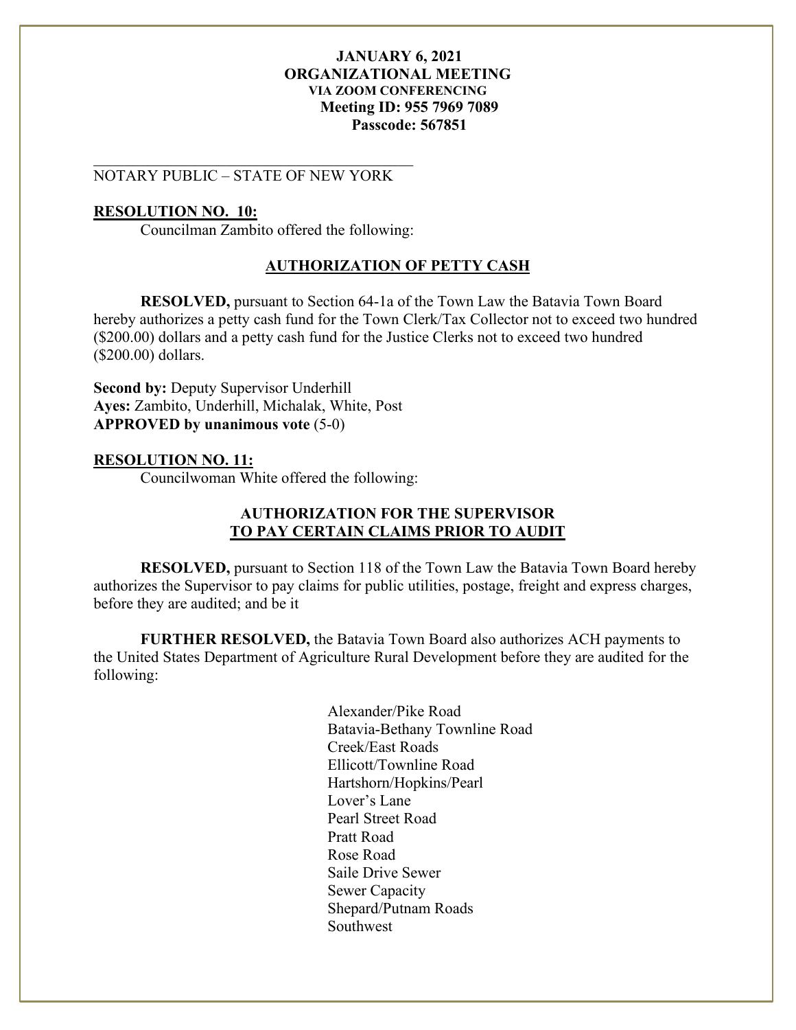**JANUARY 6, 2021**
**ORGANIZATIONAL MEETING**
**VIA ZOOM CONFERENCING**
**Meeting ID: 955 7969 7089**
**Passcode: 567851**

\_\_\_\_\_\_\_\_\_\_\_\_\_\_\_\_\_\_\_\_\_\_\_\_\_\_\_\_\_\_\_\_\_\_\_\_\_\_\_\_
NOTARY PUBLIC – STATE OF NEW YORK

**RESOLUTION NO. 10:**
Councilman Zambito offered the following:

**AUTHORIZATION OF PETTY CASH**

**RESOLVED,** pursuant to Section 64-1a of the Town Law the Batavia Town Board hereby authorizes a petty cash fund for the Town Clerk/Tax Collector not to exceed two hundred ($200.00) dollars and a petty cash fund for the Justice Clerks not to exceed two hundred ($200.00) dollars.

**Second by:** Deputy Supervisor Underhill
**Ayes:** Zambito, Underhill, Michalak, White, Post
**APPROVED by unanimous vote** (5-0)

**RESOLUTION NO. 11:**
Councilwoman White offered the following:

**AUTHORIZATION FOR THE SUPERVISOR TO PAY CERTAIN CLAIMS PRIOR TO AUDIT**

**RESOLVED,** pursuant to Section 118 of the Town Law the Batavia Town Board hereby authorizes the Supervisor to pay claims for public utilities, postage, freight and express charges, before they are audited; and be it

**FURTHER RESOLVED,** the Batavia Town Board also authorizes ACH payments to the United States Department of Agriculture Rural Development before they are audited for the following:

Alexander/Pike Road
Batavia-Bethany Townline Road
Creek/East Roads
Ellicott/Townline Road
Hartshorn/Hopkins/Pearl
Lover's Lane
Pearl Street Road
Pratt Road
Rose Road
Saile Drive Sewer
Sewer Capacity
Shepard/Putnam Roads
Southwest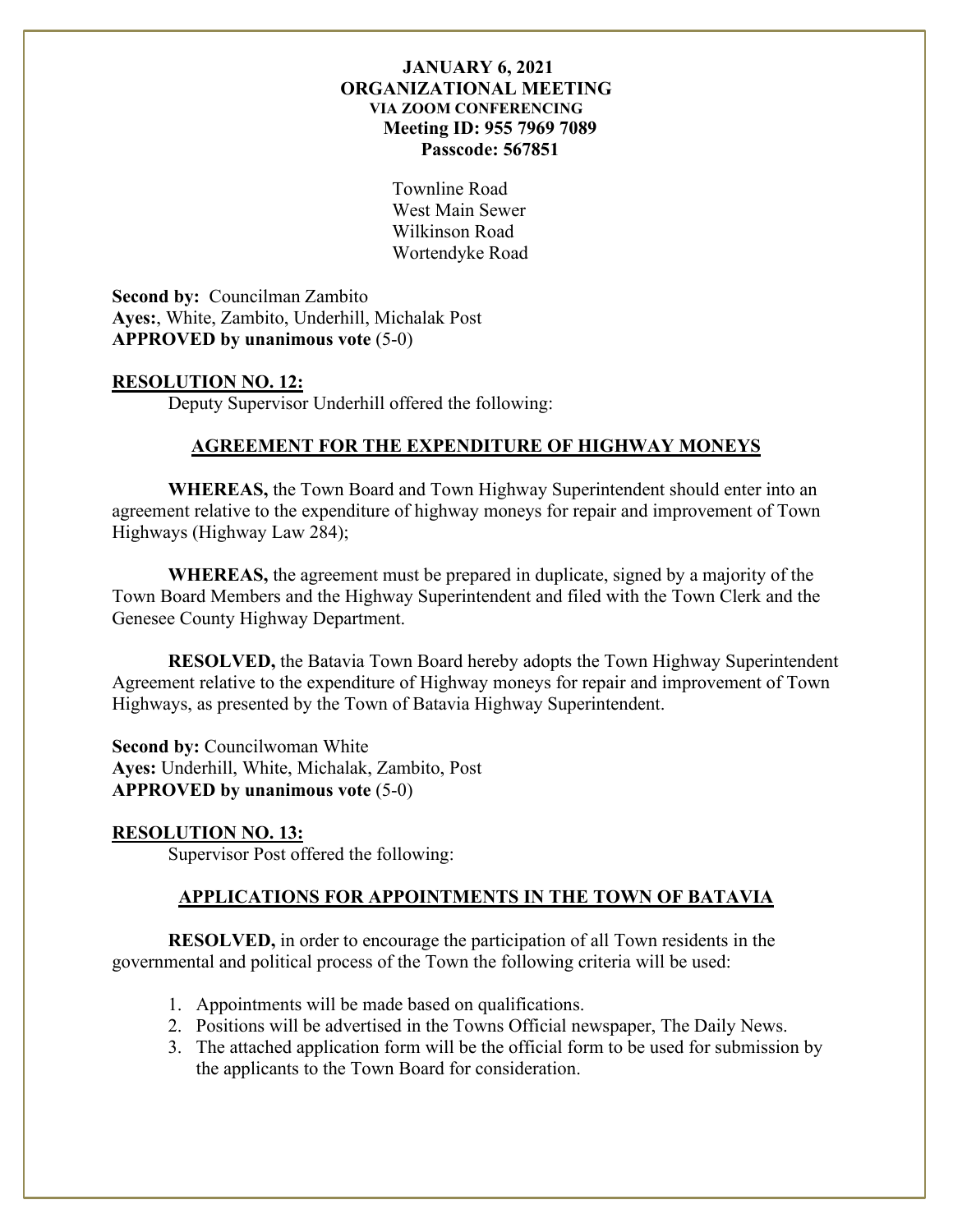**JANUARY 6, 2021**
**ORGANIZATIONAL MEETING**
**VIA ZOOM CONFERENCING**
**Meeting ID: 955 7969 7089**
**Passcode: 567851**

Townline Road
West Main Sewer
Wilkinson Road
Wortendyke Road

**Second by:** Councilman Zambito
**Ayes:**, White, Zambito, Underhill, Michalak Post
**APPROVED by unanimous vote** (5-0)

**RESOLUTION NO. 12:**

Deputy Supervisor Underhill offered the following:

**AGREEMENT FOR THE EXPENDITURE OF HIGHWAY MONEYS**

**WHEREAS,** the Town Board and Town Highway Superintendent should enter into an agreement relative to the expenditure of highway moneys for repair and improvement of Town Highways (Highway Law 284);

**WHEREAS,** the agreement must be prepared in duplicate, signed by a majority of the Town Board Members and the Highway Superintendent and filed with the Town Clerk and the Genesee County Highway Department.

**RESOLVED,** the Batavia Town Board hereby adopts the Town Highway Superintendent Agreement relative to the expenditure of Highway moneys for repair and improvement of Town Highways, as presented by the Town of Batavia Highway Superintendent.

**Second by:** Councilwoman White
**Ayes:** Underhill, White, Michalak, Zambito, Post
**APPROVED by unanimous vote** (5-0)

**RESOLUTION NO. 13:**

Supervisor Post offered the following:

**APPLICATIONS FOR APPOINTMENTS IN THE TOWN OF BATAVIA**

**RESOLVED,** in order to encourage the participation of all Town residents in the governmental and political process of the Town the following criteria will be used:

1. Appointments will be made based on qualifications.
2. Positions will be advertised in the Towns Official newspaper, The Daily News.
3. The attached application form will be the official form to be used for submission by the applicants to the Town Board for consideration.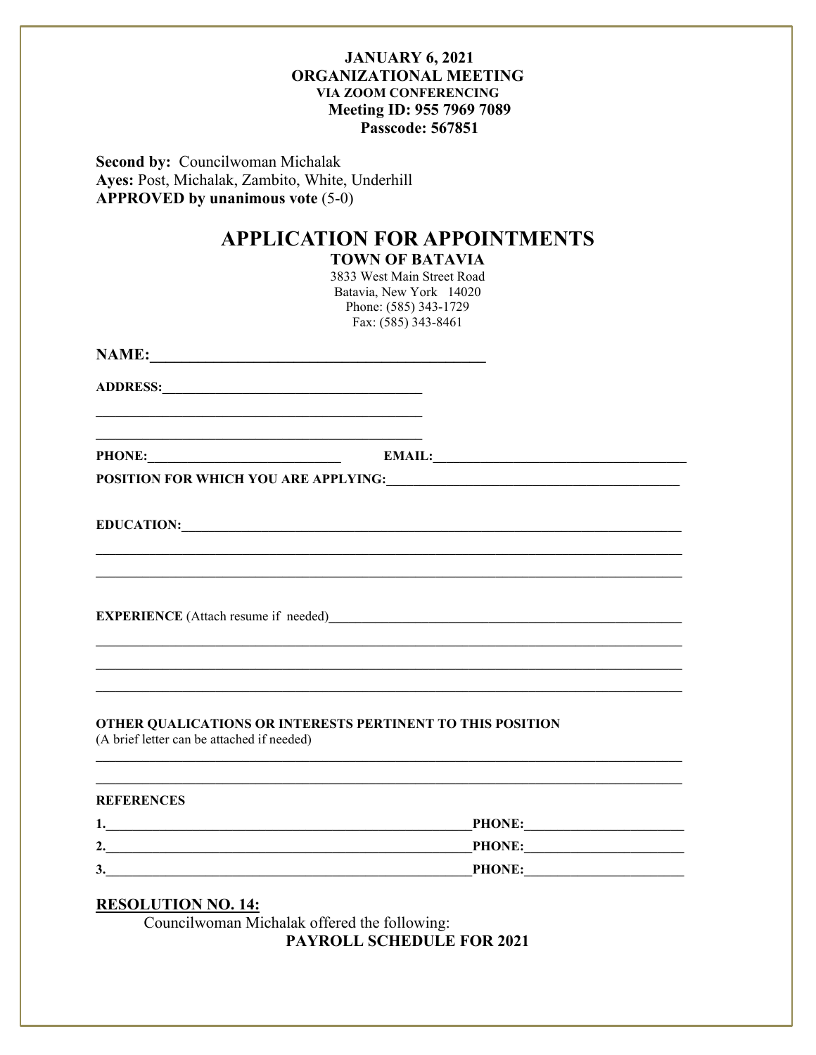**JANUARY 6, 2021**
**ORGANIZATIONAL MEETING**
**VIA ZOOM CONFERENCING**
**Meeting ID: 955 7969 7089**
**Passcode: 567851**

**Second by:** Councilwoman Michalak
**Ayes:** Post, Michalak, Zambito, White, Underhill
**APPROVED by unanimous vote** (5-0)

# APPLICATION FOR APPOINTMENTS

**TOWN OF BATAVIA**
3833 West Main Street Road
Batavia, New York 14020
Phone: (585) 343-1729
Fax: (585) 343-8461

**NAME:**___________________________________________

**ADDRESS:**___________________________________

___________________________________________

___________________________________________

**PHONE:**___________________________ **EMAIL:**___________________________________

**POSITION FOR WHICH YOU ARE APPLYING:**_________________________________________

**EDUCATION:**_________________________________________________________________________

_____________________________________________________________________________________

_____________________________________________________________________________________

**EXPERIENCE** (Attach resume if needed)___________________________________________________

_____________________________________________________________________________________

_____________________________________________________________________________________

_____________________________________________________________________________________

**OTHER QUALICATIONS OR INTERESTS PERTINENT TO THIS POSITION**
(A brief letter can be attached if needed)

_____________________________________________________________________________________

_____________________________________________________________________________________

**REFERENCES**

**1.**___________________________________________________**PHONE:**______________________

**2.**___________________________________________________**PHONE:**______________________

**3.**___________________________________________________**PHONE:**______________________

## RESOLUTION NO. 14:

Councilwoman Michalak offered the following:

**PAYROLL SCHEDULE FOR 2021**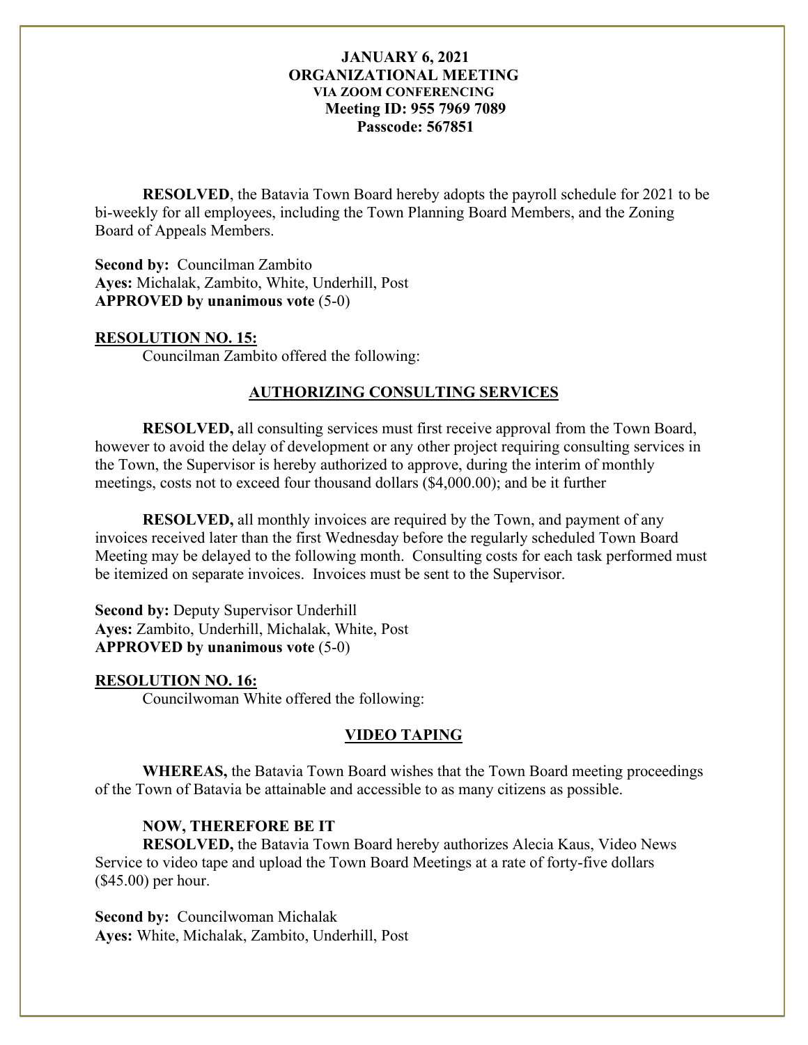**JANUARY 6, 2021**
**ORGANIZATIONAL MEETING**
**VIA ZOOM CONFERENCING**
**Meeting ID: 955 7969 7089**
**Passcode: 567851**

**RESOLVED**, the Batavia Town Board hereby adopts the payroll schedule for 2021 to be bi-weekly for all employees, including the Town Planning Board Members, and the Zoning Board of Appeals Members.

**Second by:** Councilman Zambito
**Ayes:** Michalak, Zambito, White, Underhill, Post
**APPROVED by unanimous vote** (5-0)

**RESOLUTION NO. 15:**
Councilman Zambito offered the following:

**AUTHORIZING CONSULTING SERVICES**

**RESOLVED,** all consulting services must first receive approval from the Town Board, however to avoid the delay of development or any other project requiring consulting services in the Town, the Supervisor is hereby authorized to approve, during the interim of monthly meetings, costs not to exceed four thousand dollars ($4,000.00); and be it further

**RESOLVED,** all monthly invoices are required by the Town, and payment of any invoices received later than the first Wednesday before the regularly scheduled Town Board Meeting may be delayed to the following month. Consulting costs for each task performed must be itemized on separate invoices. Invoices must be sent to the Supervisor.

**Second by:** Deputy Supervisor Underhill
**Ayes:** Zambito, Underhill, Michalak, White, Post
**APPROVED by unanimous vote** (5-0)

**RESOLUTION NO. 16:**
Councilwoman White offered the following:

**VIDEO TAPING**

**WHEREAS,** the Batavia Town Board wishes that the Town Board meeting proceedings of the Town of Batavia be attainable and accessible to as many citizens as possible.

**NOW, THEREFORE BE IT**
**RESOLVED,** the Batavia Town Board hereby authorizes Alecia Kaus, Video News Service to video tape and upload the Town Board Meetings at a rate of forty-five dollars ($45.00) per hour.

**Second by:** Councilwoman Michalak
**Ayes:** White, Michalak, Zambito, Underhill, Post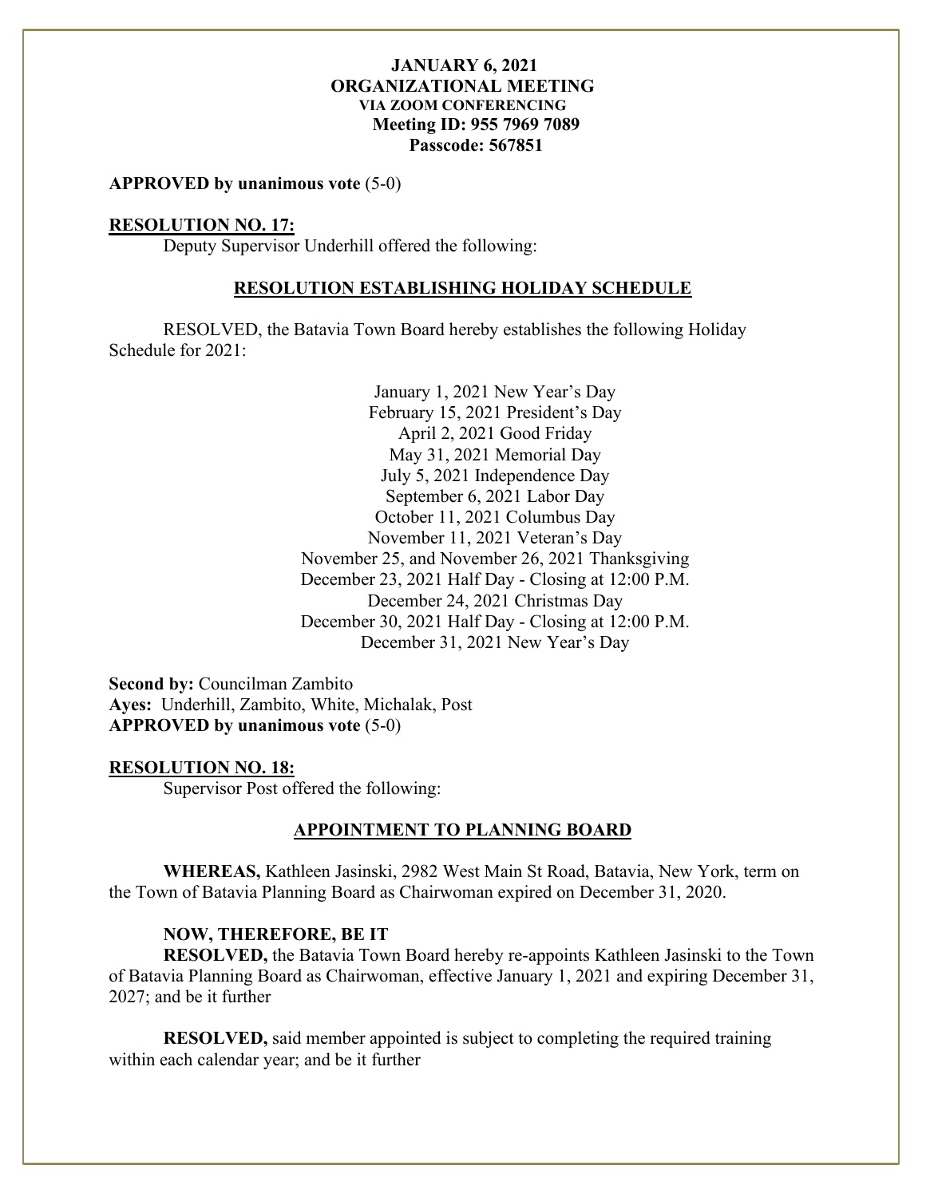**JANUARY 6, 2021**
**ORGANIZATIONAL MEETING**
**VIA ZOOM CONFERENCING**
**Meeting ID: 955 7969 7089**
**Passcode: 567851**

**APPROVED by unanimous vote** (5-0)

**RESOLUTION NO. 17:**

Deputy Supervisor Underhill offered the following:

**RESOLUTION ESTABLISHING HOLIDAY SCHEDULE**

RESOLVED, the Batavia Town Board hereby establishes the following Holiday Schedule for 2021:

January 1, 2021 New Year's Day
February 15, 2021 President's Day
April 2, 2021 Good Friday
May 31, 2021 Memorial Day
July 5, 2021 Independence Day
September 6, 2021 Labor Day
October 11, 2021 Columbus Day
November 11, 2021 Veteran's Day
November 25, and November 26, 2021 Thanksgiving
December 23, 2021 Half Day - Closing at 12:00 P.M.
December 24, 2021 Christmas Day
December 30, 2021 Half Day - Closing at 12:00 P.M.
December 31, 2021 New Year's Day

**Second by:** Councilman Zambito
**Ayes:** Underhill, Zambito, White, Michalak, Post
**APPROVED by unanimous vote** (5-0)

**RESOLUTION NO. 18:**

Supervisor Post offered the following:

**APPOINTMENT TO PLANNING BOARD**

**WHEREAS,** Kathleen Jasinski, 2982 West Main St Road, Batavia, New York, term on the Town of Batavia Planning Board as Chairwoman expired on December 31, 2020.

**NOW, THEREFORE, BE IT**

**RESOLVED,** the Batavia Town Board hereby re-appoints Kathleen Jasinski to the Town of Batavia Planning Board as Chairwoman, effective January 1, 2021 and expiring December 31, 2027; and be it further

**RESOLVED,** said member appointed is subject to completing the required training within each calendar year; and be it further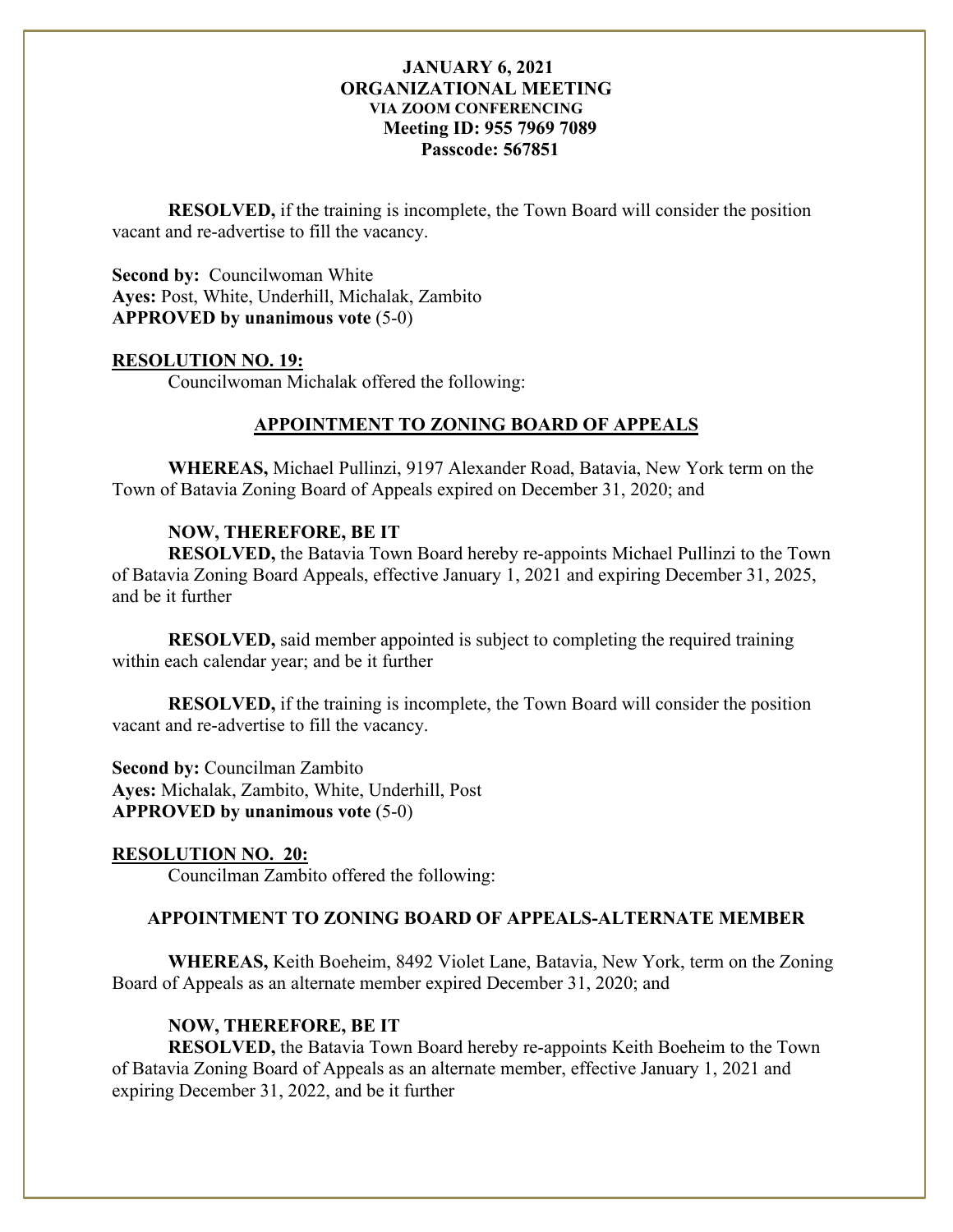**RESOLVED,** if the training is incomplete, the Town Board will consider the position vacant and re-advertise to fill the vacancy.

**Second by:** Councilwoman White
**Ayes:** Post, White, Underhill, Michalak, Zambito
**APPROVED by unanimous vote** (5-0)

**RESOLUTION NO. 19:**

Councilwoman Michalak offered the following:

### APPOINTMENT TO ZONING BOARD OF APPEALS

**WHEREAS,** Michael Pullinzi, 9197 Alexander Road, Batavia, New York term on the Town of Batavia Zoning Board of Appeals expired on December 31, 2020; and

**NOW, THEREFORE, BE IT**
**RESOLVED,** the Batavia Town Board hereby re-appoints Michael Pullinzi to the Town of Batavia Zoning Board Appeals, effective January 1, 2021 and expiring December 31, 2025, and be it further

**RESOLVED,** said member appointed is subject to completing the required training within each calendar year; and be it further

**RESOLVED,** if the training is incomplete, the Town Board will consider the position vacant and re-advertise to fill the vacancy.

**Second by:** Councilman Zambito
**Ayes:** Michalak, Zambito, White, Underhill, Post
**APPROVED by unanimous vote** (5-0)

**RESOLUTION NO. 20:**

Councilman Zambito offered the following:

### APPOINTMENT TO ZONING BOARD OF APPEALS-ALTERNATE MEMBER

**WHEREAS,** Keith Boeheim, 8492 Violet Lane, Batavia, New York, term on the Zoning Board of Appeals as an alternate member expired December 31, 2020; and

**NOW, THEREFORE, BE IT**
**RESOLVED,** the Batavia Town Board hereby re-appoints Keith Boeheim to the Town of Batavia Zoning Board of Appeals as an alternate member, effective January 1, 2021 and expiring December 31, 2022, and be it further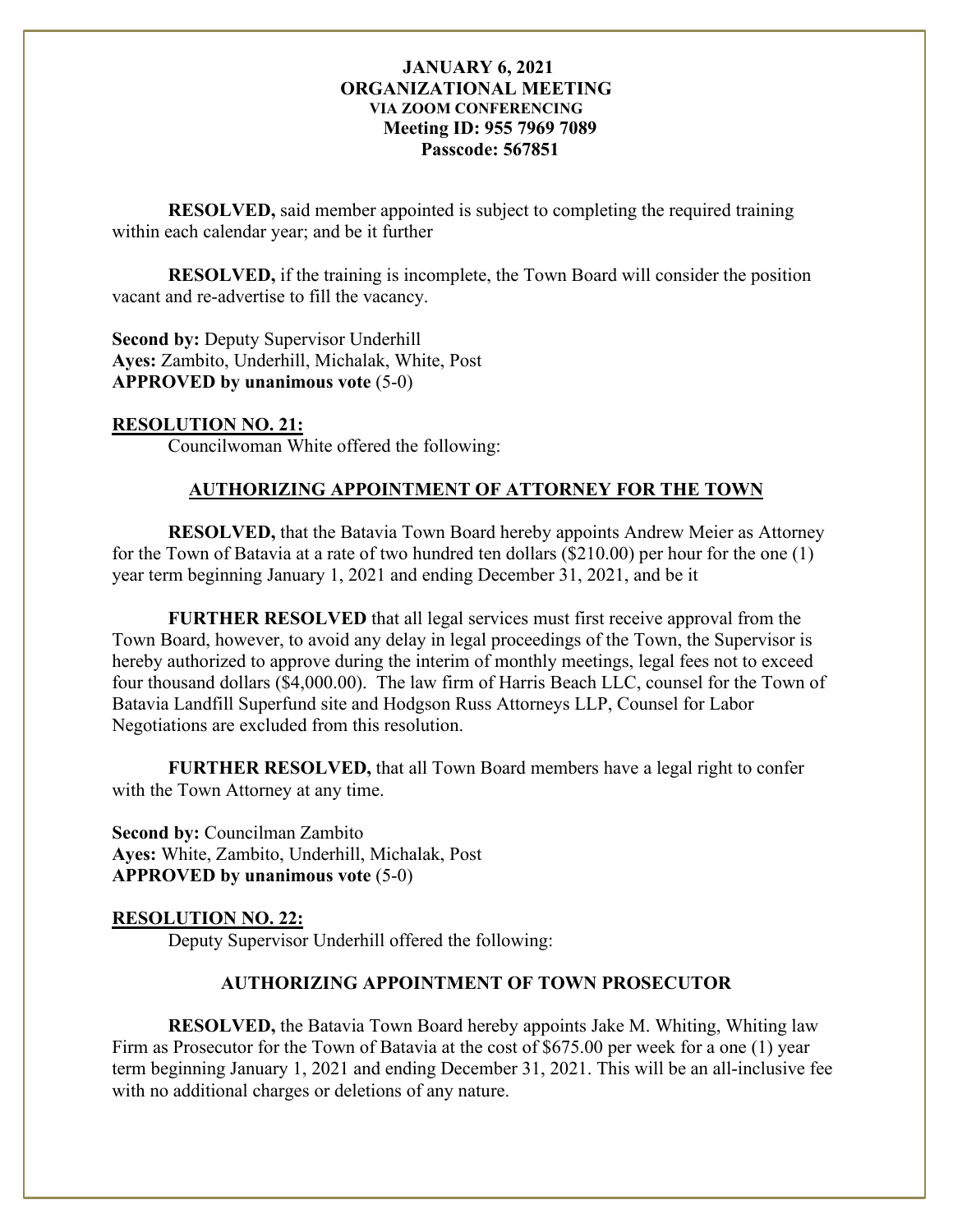**RESOLVED,** said member appointed is subject to completing the required training within each calendar year; and be it further

**RESOLVED,** if the training is incomplete, the Town Board will consider the position vacant and re-advertise to fill the vacancy.

**Second by:** Deputy Supervisor Underhill
**Ayes:** Zambito, Underhill, Michalak, White, Post
**APPROVED by unanimous vote** (5-0)

**RESOLUTION NO. 21:**

Councilwoman White offered the following:

**AUTHORIZING APPOINTMENT OF ATTORNEY FOR THE TOWN**

**RESOLVED,** that the Batavia Town Board hereby appoints Andrew Meier as Attorney for the Town of Batavia at a rate of two hundred ten dollars ($210.00) per hour for the one (1) year term beginning January 1, 2021 and ending December 31, 2021, and be it

**FURTHER RESOLVED** that all legal services must first receive approval from the Town Board, however, to avoid any delay in legal proceedings of the Town, the Supervisor is hereby authorized to approve during the interim of monthly meetings, legal fees not to exceed four thousand dollars ($4,000.00). The law firm of Harris Beach LLC, counsel for the Town of Batavia Landfill Superfund site and Hodgson Russ Attorneys LLP, Counsel for Labor Negotiations are excluded from this resolution.

**FURTHER RESOLVED,** that all Town Board members have a legal right to confer with the Town Attorney at any time.

**Second by:** Councilman Zambito
**Ayes:** White, Zambito, Underhill, Michalak, Post
**APPROVED by unanimous vote** (5-0)

**RESOLUTION NO. 22:**

Deputy Supervisor Underhill offered the following:

**AUTHORIZING APPOINTMENT OF TOWN PROSECUTOR**

**RESOLVED,** the Batavia Town Board hereby appoints Jake M. Whiting, Whiting law Firm as Prosecutor for the Town of Batavia at the cost of $675.00 per week for a one (1) year term beginning January 1, 2021 and ending December 31, 2021. This will be an all-inclusive fee with no additional charges or deletions of any nature.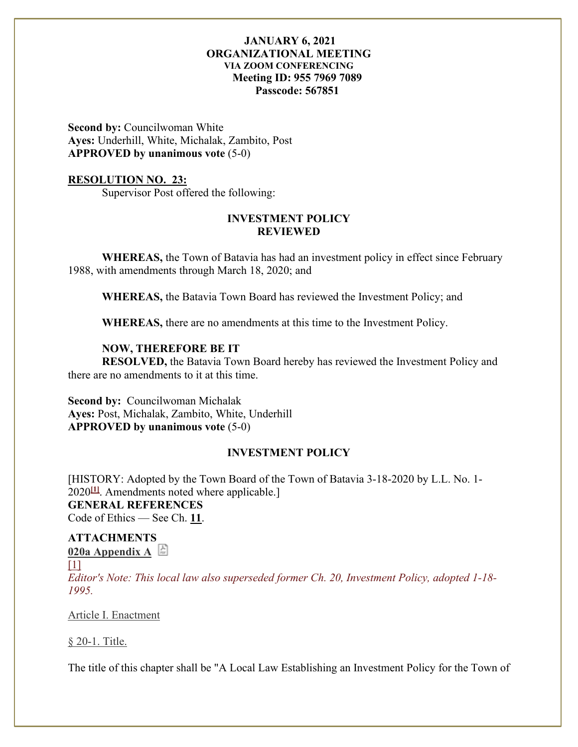**JANUARY 6, 2021**
**ORGANIZATIONAL MEETING**
**VIA ZOOM CONFERENCING**
**Meeting ID: 955 7969 7089**
**Passcode: 567851**

**Second by:** Councilwoman White
**Ayes:** Underhill, White, Michalak, Zambito, Post
**APPROVED by unanimous vote** (5-0)

**RESOLUTION NO. 23:**

Supervisor Post offered the following:

**INVESTMENT POLICY**
**REVIEWED**

**WHEREAS,** the Town of Batavia has had an investment policy in effect since February 1988, with amendments through March 18, 2020; and

**WHEREAS,** the Batavia Town Board has reviewed the Investment Policy; and

**WHEREAS,** there are no amendments at this time to the Investment Policy.

**NOW, THEREFORE BE IT**
**RESOLVED,** the Batavia Town Board hereby has reviewed the Investment Policy and there are no amendments to it at this time.

**Second by:** Councilwoman Michalak
**Ayes:** Post, Michalak, Zambito, White, Underhill
**APPROVED by unanimous vote** (5-0)

**INVESTMENT POLICY**

[HISTORY: Adopted by the Town Board of the Town of Batavia 3-18-2020 by L.L. No. 1-2020[1]. Amendments noted where applicable.]

**GENERAL REFERENCES**

Code of Ethics — See Ch. **11**.

**ATTACHMENTS**

**020a Appendix A**

[1]

*Editor's Note: This local law also superseded former Ch. 20, Investment Policy, adopted 1-18-1995.*

Article I. Enactment

§ 20-1. Title.

The title of this chapter shall be "A Local Law Establishing an Investment Policy for the Town of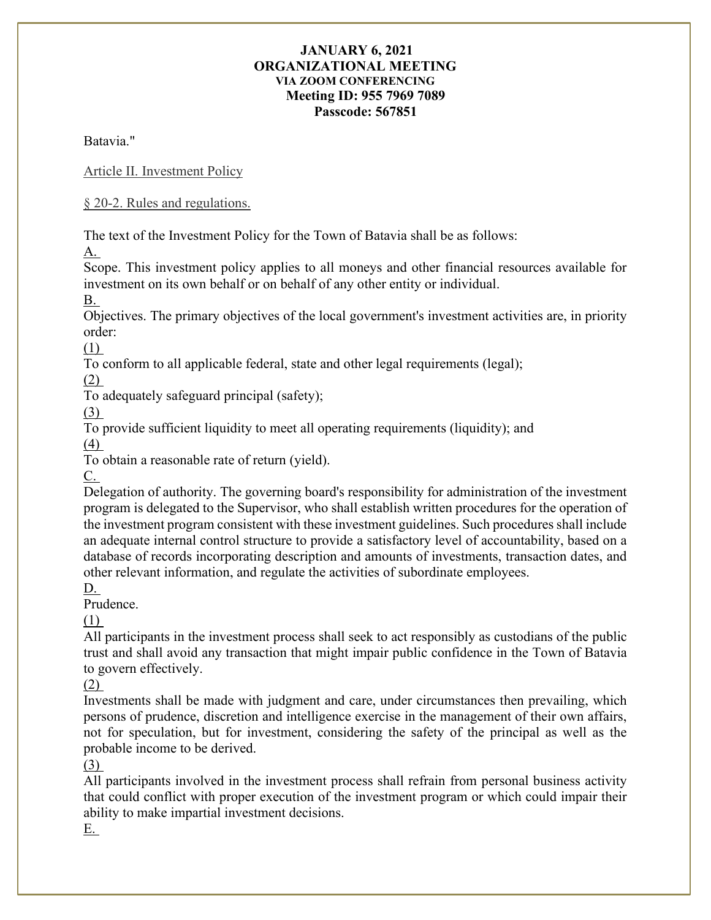Batavia."

Article II. Investment Policy

§ 20-2. Rules and regulations.

The text of the Investment Policy for the Town of Batavia shall be as follows:

A.

Scope. This investment policy applies to all moneys and other financial resources available for investment on its own behalf or on behalf of any other entity or individual.

B.

Objectives. The primary objectives of the local government's investment activities are, in priority order:

(1)

To conform to all applicable federal, state and other legal requirements (legal);

(2)

To adequately safeguard principal (safety);

(3)

To provide sufficient liquidity to meet all operating requirements (liquidity); and

(4)

To obtain a reasonable rate of return (yield).

C.

Delegation of authority. The governing board's responsibility for administration of the investment program is delegated to the Supervisor, who shall establish written procedures for the operation of the investment program consistent with these investment guidelines. Such procedures shall include an adequate internal control structure to provide a satisfactory level of accountability, based on a database of records incorporating description and amounts of investments, transaction dates, and other relevant information, and regulate the activities of subordinate employees.

D.

Prudence.

(1)

All participants in the investment process shall seek to act responsibly as custodians of the public trust and shall avoid any transaction that might impair public confidence in the Town of Batavia to govern effectively.

(2)

Investments shall be made with judgment and care, under circumstances then prevailing, which persons of prudence, discretion and intelligence exercise in the management of their own affairs, not for speculation, but for investment, considering the safety of the principal as well as the probable income to be derived.

(3)

All participants involved in the investment process shall refrain from personal business activity that could conflict with proper execution of the investment program or which could impair their ability to make impartial investment decisions.

E.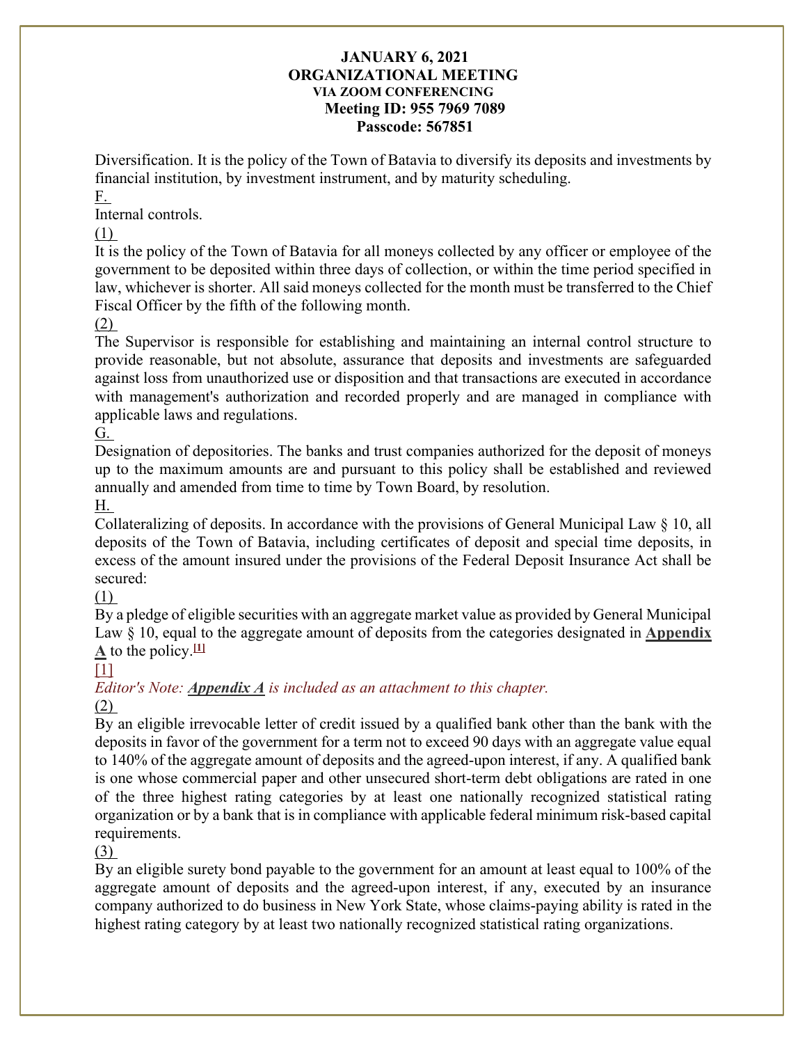Diversification. It is the policy of the Town of Batavia to diversify its deposits and investments by financial institution, by investment instrument, and by maturity scheduling.

F.

Internal controls.

(1)

It is the policy of the Town of Batavia for all moneys collected by any officer or employee of the government to be deposited within three days of collection, or within the time period specified in law, whichever is shorter. All said moneys collected for the month must be transferred to the Chief Fiscal Officer by the fifth of the following month.

(2)

The Supervisor is responsible for establishing and maintaining an internal control structure to provide reasonable, but not absolute, assurance that deposits and investments are safeguarded against loss from unauthorized use or disposition and that transactions are executed in accordance with management's authorization and recorded properly and are managed in compliance with applicable laws and regulations.

G.

Designation of depositories. The banks and trust companies authorized for the deposit of moneys up to the maximum amounts are and pursuant to this policy shall be established and reviewed annually and amended from time to time by Town Board, by resolution.

H.

Collateralizing of deposits. In accordance with the provisions of General Municipal Law § 10, all deposits of the Town of Batavia, including certificates of deposit and special time deposits, in excess of the amount insured under the provisions of the Federal Deposit Insurance Act shall be secured:

(1)

By a pledge of eligible securities with an aggregate market value as provided by General Municipal Law § 10, equal to the aggregate amount of deposits from the categories designated in **Appendix A** to the policy.[1]

[1]

*Editor's Note: **Appendix A** is included as an attachment to this chapter.*

(2)

By an eligible irrevocable letter of credit issued by a qualified bank other than the bank with the deposits in favor of the government for a term not to exceed 90 days with an aggregate value equal to 140% of the aggregate amount of deposits and the agreed-upon interest, if any. A qualified bank is one whose commercial paper and other unsecured short-term debt obligations are rated in one of the three highest rating categories by at least one nationally recognized statistical rating organization or by a bank that is in compliance with applicable federal minimum risk-based capital requirements.

(3)

By an eligible surety bond payable to the government for an amount at least equal to 100% of the aggregate amount of deposits and the agreed-upon interest, if any, executed by an insurance company authorized to do business in New York State, whose claims-paying ability is rated in the highest rating category by at least two nationally recognized statistical rating organizations.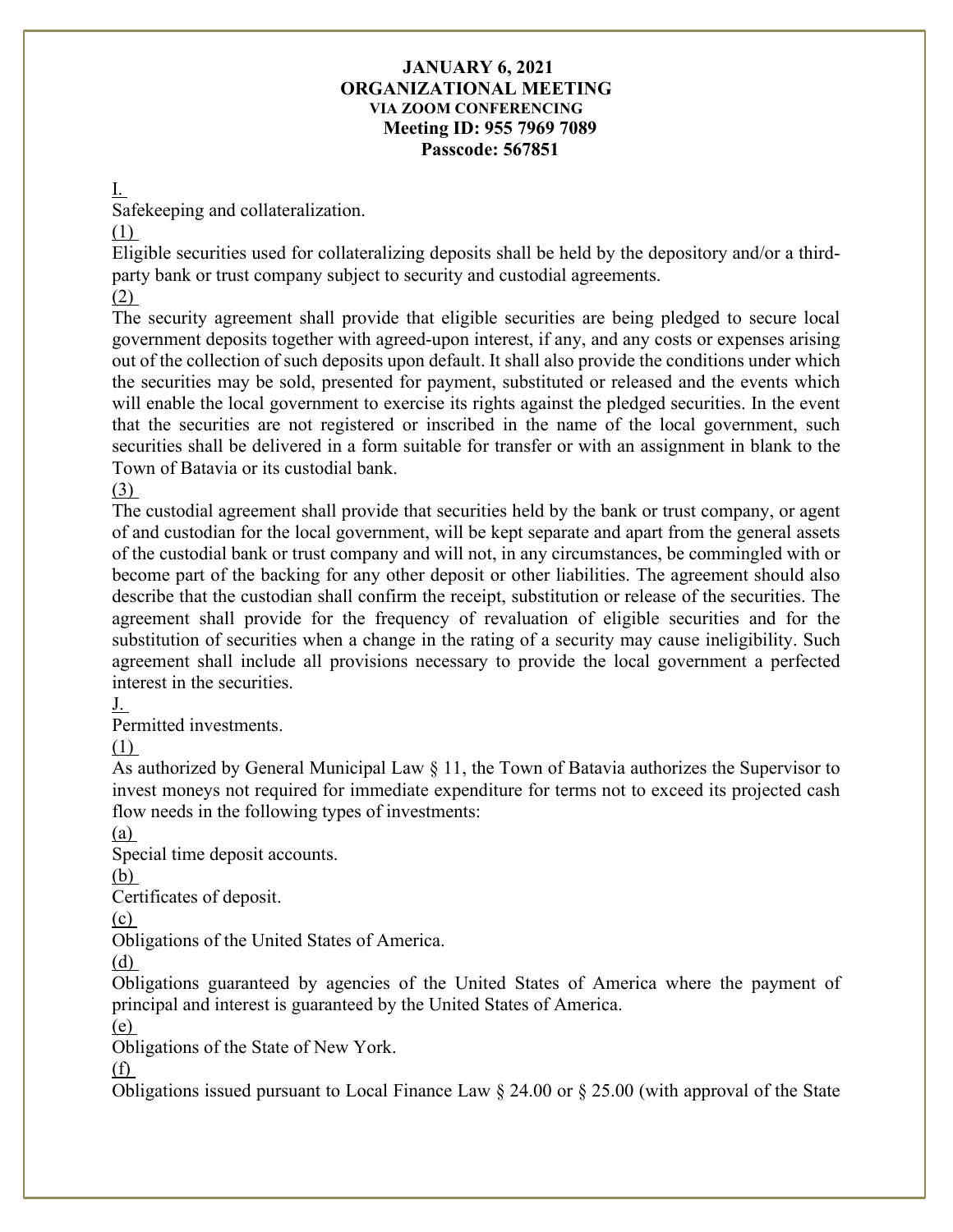**JANUARY 6, 2021**
**ORGANIZATIONAL MEETING**
**VIA ZOOM CONFERENCING**
**Meeting ID: 955 7969 7089**
**Passcode: 567851**

I.

Safekeeping and collateralization.

(1)

Eligible securities used for collateralizing deposits shall be held by the depository and/or a third-party bank or trust company subject to security and custodial agreements.

(2)

The security agreement shall provide that eligible securities are being pledged to secure local government deposits together with agreed-upon interest, if any, and any costs or expenses arising out of the collection of such deposits upon default. It shall also provide the conditions under which the securities may be sold, presented for payment, substituted or released and the events which will enable the local government to exercise its rights against the pledged securities. In the event that the securities are not registered or inscribed in the name of the local government, such securities shall be delivered in a form suitable for transfer or with an assignment in blank to the Town of Batavia or its custodial bank.

(3)

The custodial agreement shall provide that securities held by the bank or trust company, or agent of and custodian for the local government, will be kept separate and apart from the general assets of the custodial bank or trust company and will not, in any circumstances, be commingled with or become part of the backing for any other deposit or other liabilities. The agreement should also describe that the custodian shall confirm the receipt, substitution or release of the securities. The agreement shall provide for the frequency of revaluation of eligible securities and for the substitution of securities when a change in the rating of a security may cause ineligibility. Such agreement shall include all provisions necessary to provide the local government a perfected interest in the securities.

J.

Permitted investments.

(1)

As authorized by General Municipal Law § 11, the Town of Batavia authorizes the Supervisor to invest moneys not required for immediate expenditure for terms not to exceed its projected cash flow needs in the following types of investments:

(a)

Special time deposit accounts.

(b)

Certificates of deposit.

(c)

Obligations of the United States of America.

(d)

Obligations guaranteed by agencies of the United States of America where the payment of principal and interest is guaranteed by the United States of America.

(e)

Obligations of the State of New York.

(f)

Obligations issued pursuant to Local Finance Law § 24.00 or § 25.00 (with approval of the State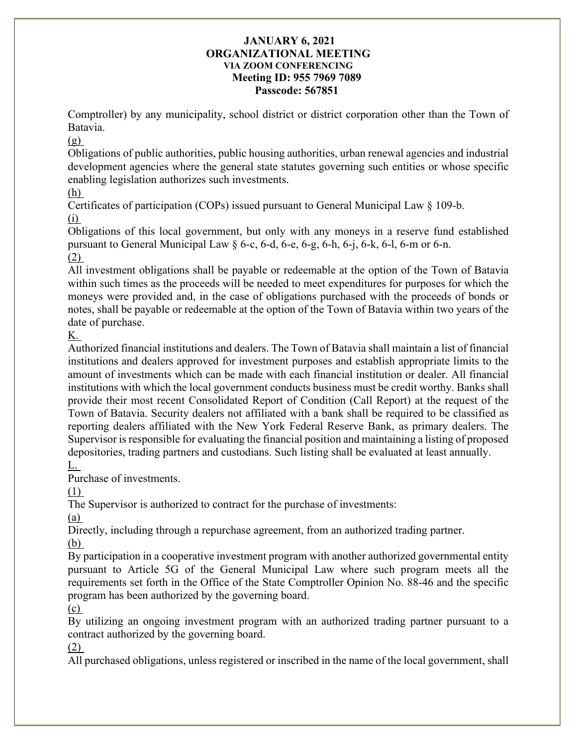Comptroller) by any municipality, school district or district corporation other than the Town of Batavia.

(g)

Obligations of public authorities, public housing authorities, urban renewal agencies and industrial development agencies where the general state statutes governing such entities or whose specific enabling legislation authorizes such investments.

(h)

Certificates of participation (COPs) issued pursuant to General Municipal Law § 109-b.

(i)

Obligations of this local government, but only with any moneys in a reserve fund established pursuant to General Municipal Law § 6-c, 6-d, 6-e, 6-g, 6-h, 6-j, 6-k, 6-l, 6-m or 6-n.

(2)

All investment obligations shall be payable or redeemable at the option of the Town of Batavia within such times as the proceeds will be needed to meet expenditures for purposes for which the moneys were provided and, in the case of obligations purchased with the proceeds of bonds or notes, shall be payable or redeemable at the option of the Town of Batavia within two years of the date of purchase.

K.

Authorized financial institutions and dealers. The Town of Batavia shall maintain a list of financial institutions and dealers approved for investment purposes and establish appropriate limits to the amount of investments which can be made with each financial institution or dealer. All financial institutions with which the local government conducts business must be credit worthy. Banks shall provide their most recent Consolidated Report of Condition (Call Report) at the request of the Town of Batavia. Security dealers not affiliated with a bank shall be required to be classified as reporting dealers affiliated with the New York Federal Reserve Bank, as primary dealers. The Supervisor is responsible for evaluating the financial position and maintaining a listing of proposed depositories, trading partners and custodians. Such listing shall be evaluated at least annually.

L.

Purchase of investments.

(1)

The Supervisor is authorized to contract for the purchase of investments:

(a)

Directly, including through a repurchase agreement, from an authorized trading partner.

(b)

By participation in a cooperative investment program with another authorized governmental entity pursuant to Article 5G of the General Municipal Law where such program meets all the requirements set forth in the Office of the State Comptroller Opinion No. 88-46 and the specific program has been authorized by the governing board.

(c)

By utilizing an ongoing investment program with an authorized trading partner pursuant to a contract authorized by the governing board.

(2)

All purchased obligations, unless registered or inscribed in the name of the local government, shall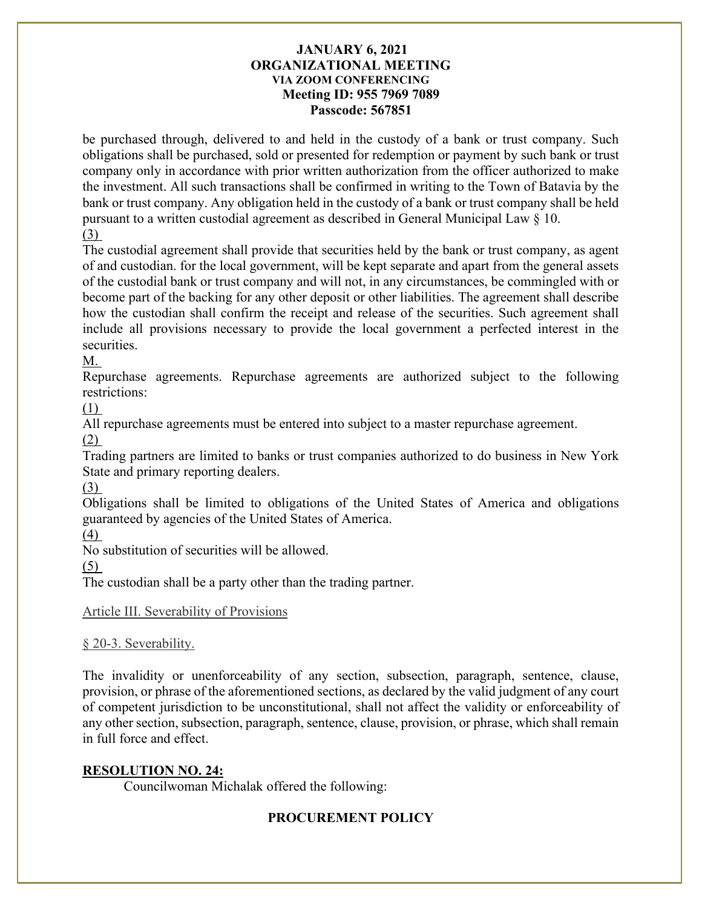be purchased through, delivered to and held in the custody of a bank or trust company. Such obligations shall be purchased, sold or presented for redemption or payment by such bank or trust company only in accordance with prior written authorization from the officer authorized to make the investment. All such transactions shall be confirmed in writing to the Town of Batavia by the bank or trust company. Any obligation held in the custody of a bank or trust company shall be held pursuant to a written custodial agreement as described in General Municipal Law § 10.

(3)

The custodial agreement shall provide that securities held by the bank or trust company, as agent of and custodian. for the local government, will be kept separate and apart from the general assets of the custodial bank or trust company and will not, in any circumstances, be commingled with or become part of the backing for any other deposit or other liabilities. The agreement shall describe how the custodian shall confirm the receipt and release of the securities. Such agreement shall include all provisions necessary to provide the local government a perfected interest in the securities.

M.

Repurchase agreements. Repurchase agreements are authorized subject to the following restrictions:

(1)

All repurchase agreements must be entered into subject to a master repurchase agreement.

(2)

Trading partners are limited to banks or trust companies authorized to do business in New York State and primary reporting dealers.

(3)

Obligations shall be limited to obligations of the United States of America and obligations guaranteed by agencies of the United States of America.

(4)

No substitution of securities will be allowed.

(5)

The custodian shall be a party other than the trading partner.

Article III. Severability of Provisions

§ 20-3. Severability.

The invalidity or unenforceability of any section, subsection, paragraph, sentence, clause, provision, or phrase of the aforementioned sections, as declared by the valid judgment of any court of competent jurisdiction to be unconstitutional, shall not affect the validity or enforceability of any other section, subsection, paragraph, sentence, clause, provision, or phrase, which shall remain in full force and effect.

**RESOLUTION NO. 24:**

Councilwoman Michalak offered the following:

**PROCUREMENT POLICY**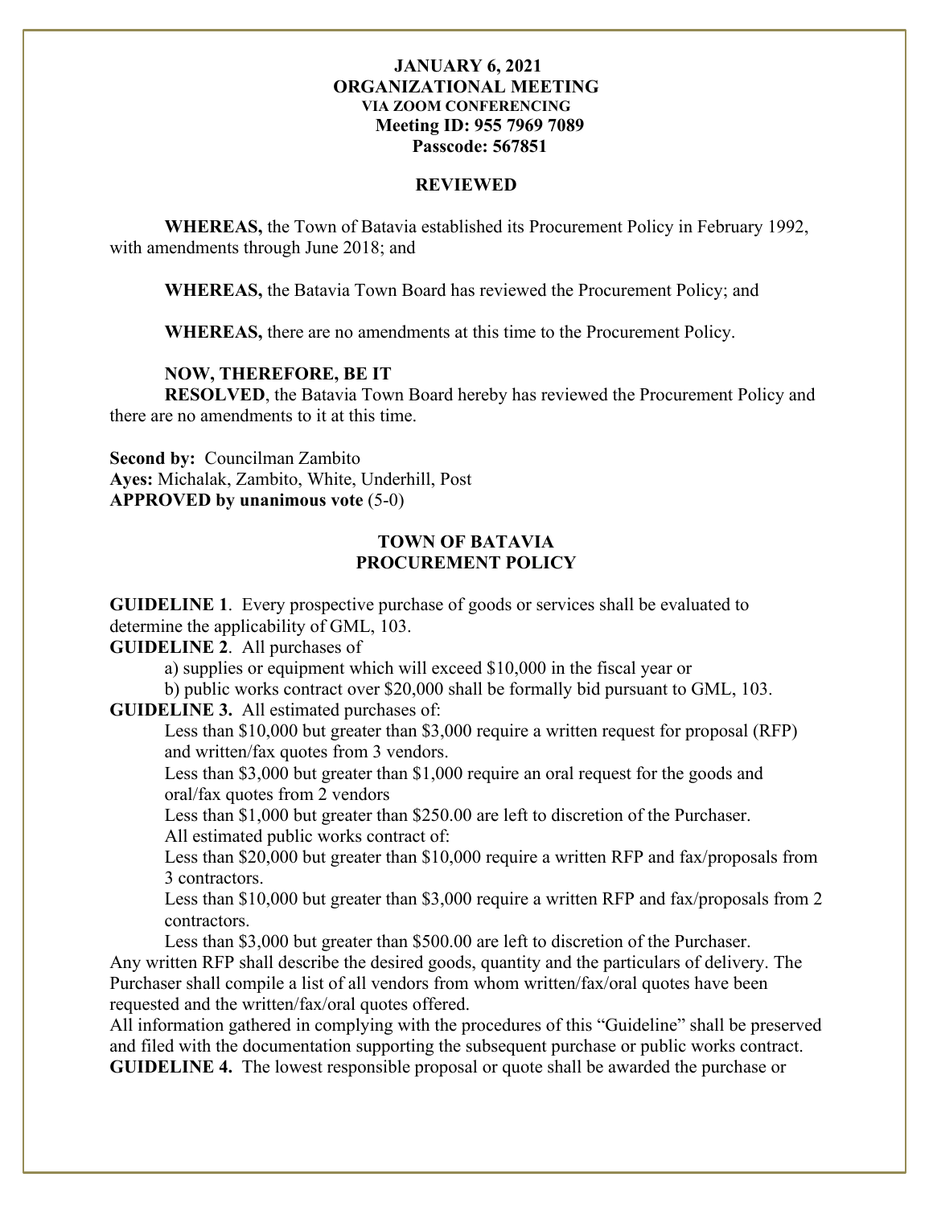**JANUARY 6, 2021**
**ORGANIZATIONAL MEETING**
**VIA ZOOM CONFERENCING**
**Meeting ID: 955 7969 7089**
**Passcode: 567851**

**REVIEWED**

**WHEREAS,** the Town of Batavia established its Procurement Policy in February 1992, with amendments through June 2018; and

**WHEREAS,** the Batavia Town Board has reviewed the Procurement Policy; and

**WHEREAS,** there are no amendments at this time to the Procurement Policy.

**NOW, THEREFORE, BE IT**
**RESOLVED**, the Batavia Town Board hereby has reviewed the Procurement Policy and there are no amendments to it at this time.

**Second by:** Councilman Zambito
**Ayes:** Michalak, Zambito, White, Underhill, Post
**APPROVED by unanimous vote** (5-0)

## TOWN OF BATAVIA PROCUREMENT POLICY

**GUIDELINE 1**. Every prospective purchase of goods or services shall be evaluated to determine the applicability of GML, 103.

**GUIDELINE 2**. All purchases of

a) supplies or equipment which will exceed $10,000 in the fiscal year or

b) public works contract over $20,000 shall be formally bid pursuant to GML, 103.

**GUIDELINE 3.** All estimated purchases of:

Less than $10,000 but greater than $3,000 require a written request for proposal (RFP) and written/fax quotes from 3 vendors.

Less than $3,000 but greater than $1,000 require an oral request for the goods and oral/fax quotes from 2 vendors

Less than $1,000 but greater than $250.00 are left to discretion of the Purchaser.

All estimated public works contract of:

Less than $20,000 but greater than $10,000 require a written RFP and fax/proposals from 3 contractors.

Less than $10,000 but greater than $3,000 require a written RFP and fax/proposals from 2 contractors.

Less than $3,000 but greater than $500.00 are left to discretion of the Purchaser.

Any written RFP shall describe the desired goods, quantity and the particulars of delivery. The Purchaser shall compile a list of all vendors from whom written/fax/oral quotes have been requested and the written/fax/oral quotes offered.

All information gathered in complying with the procedures of this "Guideline" shall be preserved and filed with the documentation supporting the subsequent purchase or public works contract.

**GUIDELINE 4.** The lowest responsible proposal or quote shall be awarded the purchase or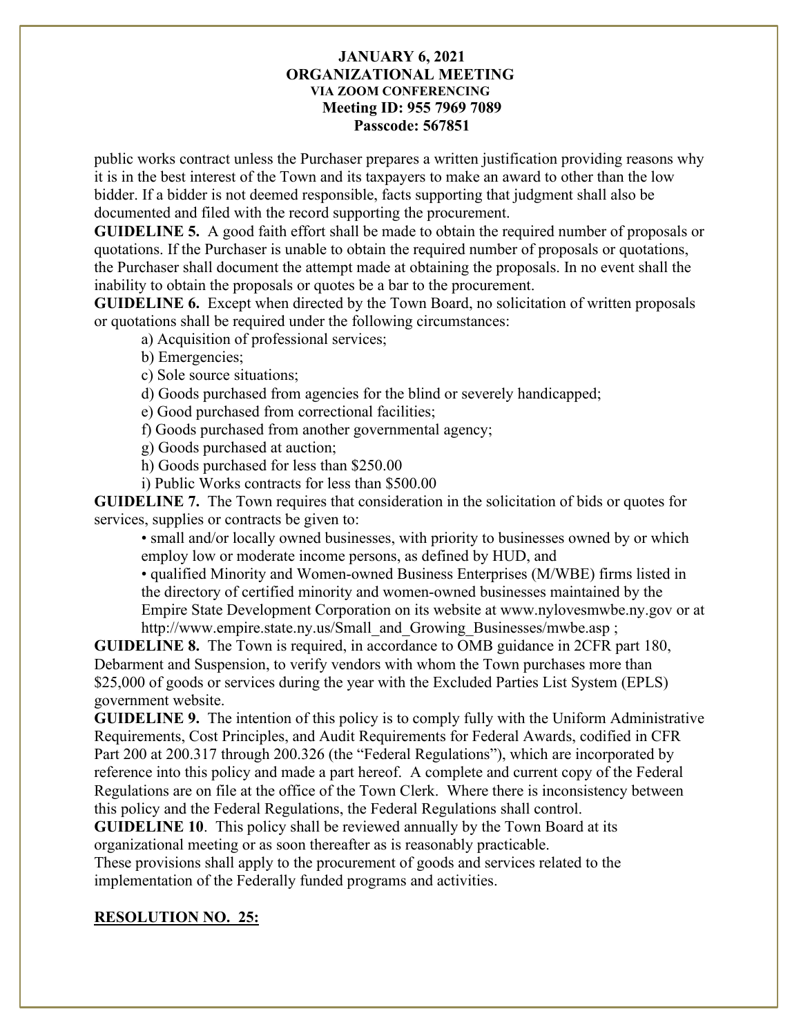public works contract unless the Purchaser prepares a written justification providing reasons why it is in the best interest of the Town and its taxpayers to make an award to other than the low bidder. If a bidder is not deemed responsible, facts supporting that judgment shall also be documented and filed with the record supporting the procurement.

**GUIDELINE 5.** A good faith effort shall be made to obtain the required number of proposals or quotations. If the Purchaser is unable to obtain the required number of proposals or quotations, the Purchaser shall document the attempt made at obtaining the proposals. In no event shall the inability to obtain the proposals or quotes be a bar to the procurement.

**GUIDELINE 6.** Except when directed by the Town Board, no solicitation of written proposals or quotations shall be required under the following circumstances:

a) Acquisition of professional services;
b) Emergencies;
c) Sole source situations;
d) Goods purchased from agencies for the blind or severely handicapped;
e) Good purchased from correctional facilities;
f) Goods purchased from another governmental agency;
g) Goods purchased at auction;
h) Goods purchased for less than $250.00
i) Public Works contracts for less than $500.00

**GUIDELINE 7.** The Town requires that consideration in the solicitation of bids or quotes for services, supplies or contracts be given to:

- small and/or locally owned businesses, with priority to businesses owned by or which employ low or moderate income persons, as defined by HUD, and
- qualified Minority and Women-owned Business Enterprises (M/WBE) firms listed in the directory of certified minority and women-owned businesses maintained by the Empire State Development Corporation on its website at www.nylovesmwbe.ny.gov or at http://www.empire.state.ny.us/Small_and_Growing_Businesses/mwbe.asp ;

**GUIDELINE 8.** The Town is required, in accordance to OMB guidance in 2CFR part 180, Debarment and Suspension, to verify vendors with whom the Town purchases more than $25,000 of goods or services during the year with the Excluded Parties List System (EPLS) government website.

**GUIDELINE 9.** The intention of this policy is to comply fully with the Uniform Administrative Requirements, Cost Principles, and Audit Requirements for Federal Awards, codified in CFR Part 200 at 200.317 through 200.326 (the "Federal Regulations"), which are incorporated by reference into this policy and made a part hereof. A complete and current copy of the Federal Regulations are on file at the office of the Town Clerk. Where there is inconsistency between this policy and the Federal Regulations, the Federal Regulations shall control.

**GUIDELINE 10**. This policy shall be reviewed annually by the Town Board at its organizational meeting or as soon thereafter as is reasonably practicable.

These provisions shall apply to the procurement of goods and services related to the implementation of the Federally funded programs and activities.

**RESOLUTION NO. 25:**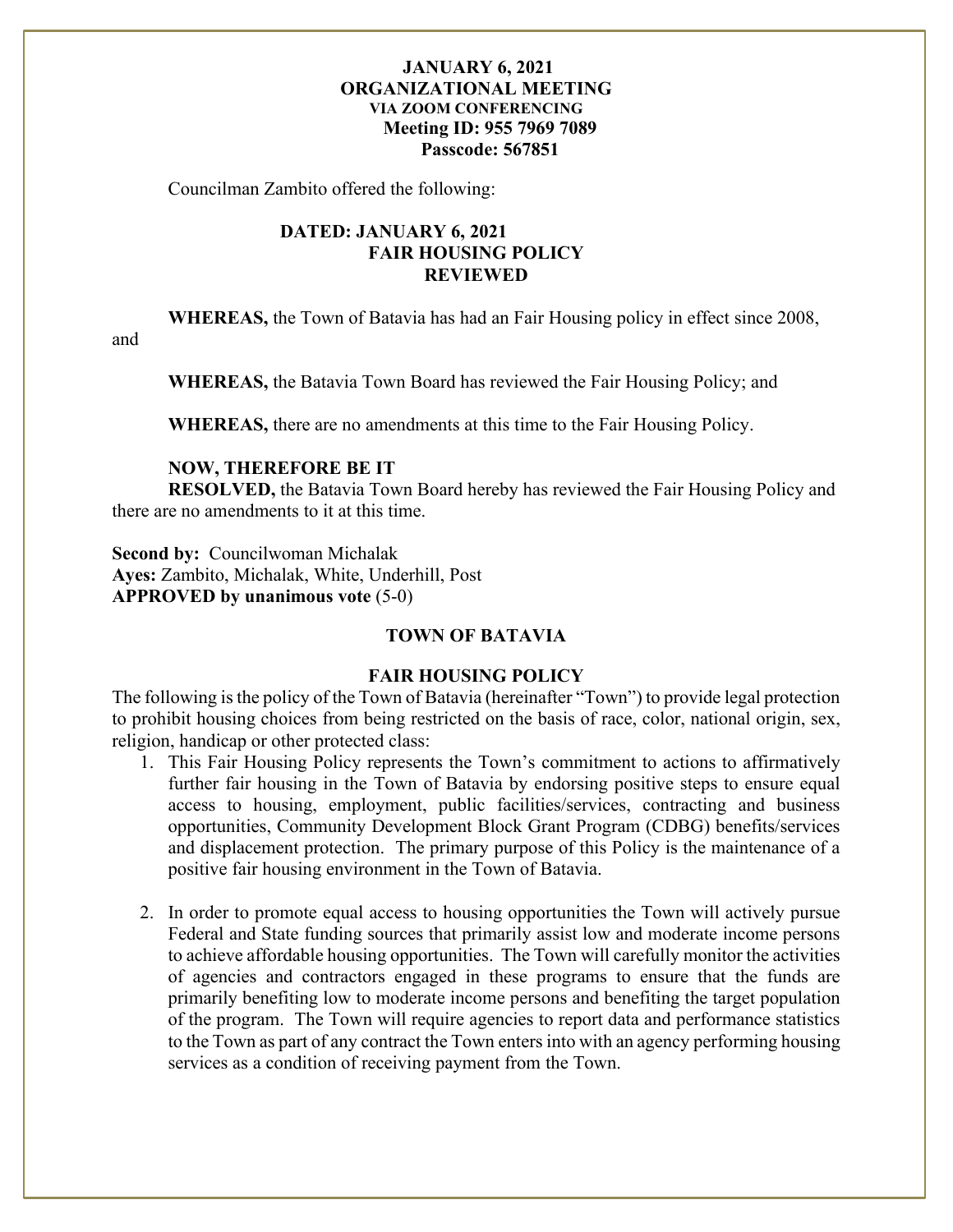**JANUARY 6, 2021**
**ORGANIZATIONAL MEETING**
**VIA ZOOM CONFERENCING**
**Meeting ID: 955 7969 7089**
**Passcode: 567851**

Councilman Zambito offered the following:

**DATED: JANUARY 6, 2021**
**FAIR HOUSING POLICY**
**REVIEWED**

**WHEREAS,** the Town of Batavia has had an Fair Housing policy in effect since 2008, and

**WHEREAS,** the Batavia Town Board has reviewed the Fair Housing Policy; and

**WHEREAS,** there are no amendments at this time to the Fair Housing Policy.

**NOW, THEREFORE BE IT**
**RESOLVED,** the Batavia Town Board hereby has reviewed the Fair Housing Policy and there are no amendments to it at this time.

**Second by:** Councilwoman Michalak
**Ayes:** Zambito, Michalak, White, Underhill, Post
**APPROVED by unanimous vote** (5-0)

**TOWN OF BATAVIA**

**FAIR HOUSING POLICY**

The following is the policy of the Town of Batavia (hereinafter "Town") to provide legal protection to prohibit housing choices from being restricted on the basis of race, color, national origin, sex, religion, handicap or other protected class:

1. This Fair Housing Policy represents the Town's commitment to actions to affirmatively further fair housing in the Town of Batavia by endorsing positive steps to ensure equal access to housing, employment, public facilities/services, contracting and business opportunities, Community Development Block Grant Program (CDBG) benefits/services and displacement protection. The primary purpose of this Policy is the maintenance of a positive fair housing environment in the Town of Batavia.

2. In order to promote equal access to housing opportunities the Town will actively pursue Federal and State funding sources that primarily assist low and moderate income persons to achieve affordable housing opportunities. The Town will carefully monitor the activities of agencies and contractors engaged in these programs to ensure that the funds are primarily benefiting low to moderate income persons and benefiting the target population of the program. The Town will require agencies to report data and performance statistics to the Town as part of any contract the Town enters into with an agency performing housing services as a condition of receiving payment from the Town.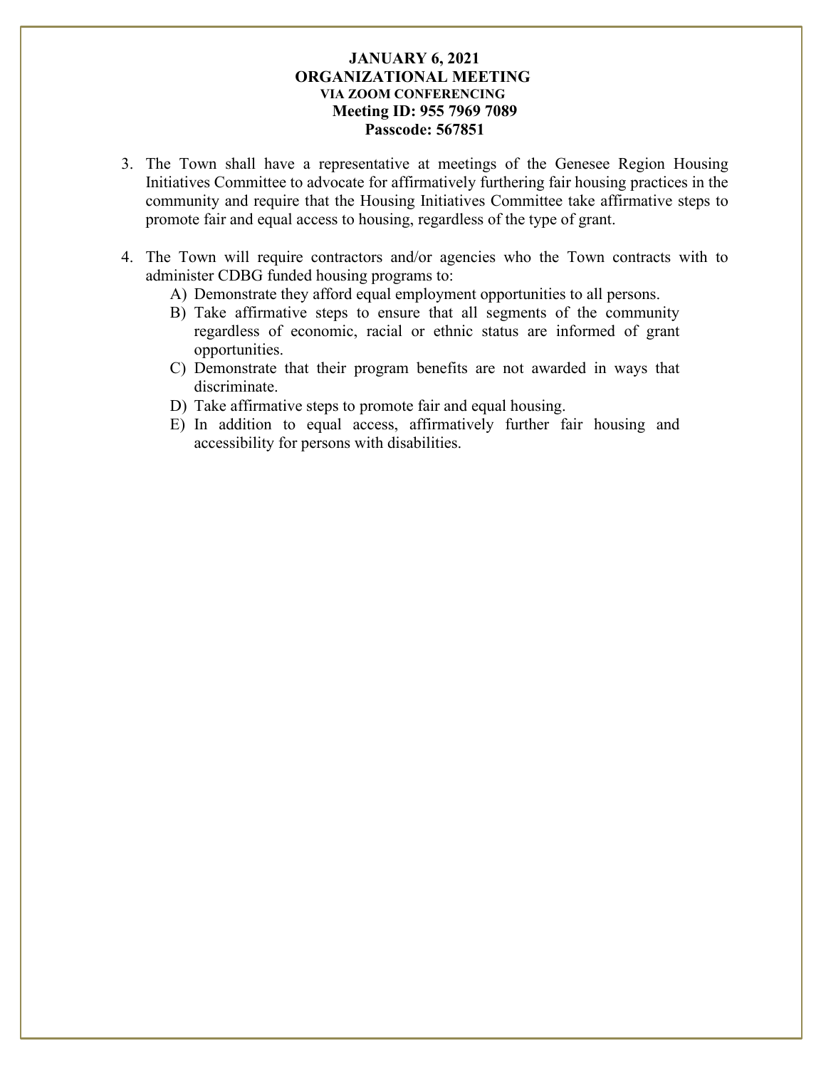3. The Town shall have a representative at meetings of the Genesee Region Housing Initiatives Committee to advocate for affirmatively furthering fair housing practices in the community and require that the Housing Initiatives Committee take affirmative steps to promote fair and equal access to housing, regardless of the type of grant.

4. The Town will require contractors and/or agencies who the Town contracts with to administer CDBG funded housing programs to:
   A) Demonstrate they afford equal employment opportunities to all persons.
   B) Take affirmative steps to ensure that all segments of the community regardless of economic, racial or ethnic status are informed of grant opportunities.
   C) Demonstrate that their program benefits are not awarded in ways that discriminate.
   D) Take affirmative steps to promote fair and equal housing.
   E) In addition to equal access, affirmatively further fair housing and accessibility for persons with disabilities.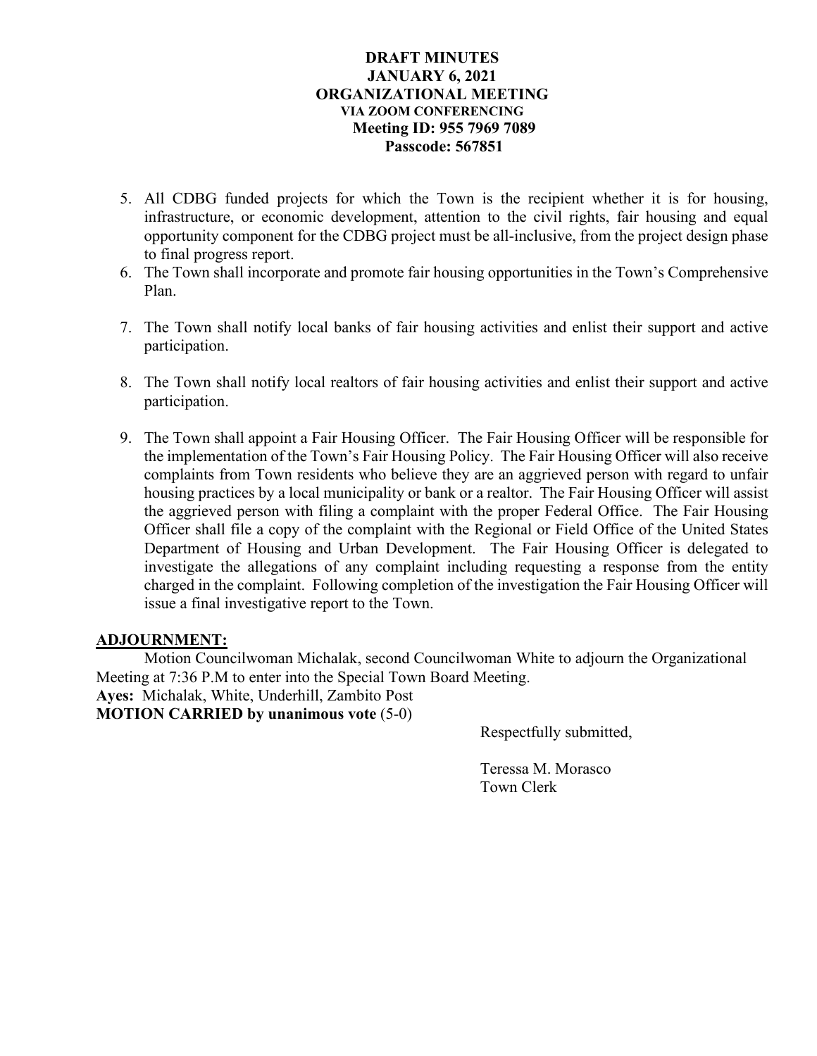**DRAFT MINUTES**
**JANUARY 6, 2021**
**ORGANIZATIONAL MEETING**
**VIA ZOOM CONFERENCING**
**Meeting ID: 955 7969 7089**
**Passcode: 567851**

5. All CDBG funded projects for which the Town is the recipient whether it is for housing, infrastructure, or economic development, attention to the civil rights, fair housing and equal opportunity component for the CDBG project must be all-inclusive, from the project design phase to final progress report.
6. The Town shall incorporate and promote fair housing opportunities in the Town's Comprehensive Plan.
7. The Town shall notify local banks of fair housing activities and enlist their support and active participation.
8. The Town shall notify local realtors of fair housing activities and enlist their support and active participation.
9. The Town shall appoint a Fair Housing Officer. The Fair Housing Officer will be responsible for the implementation of the Town's Fair Housing Policy. The Fair Housing Officer will also receive complaints from Town residents who believe they are an aggrieved person with regard to unfair housing practices by a local municipality or bank or a realtor. The Fair Housing Officer will assist the aggrieved person with filing a complaint with the proper Federal Office. The Fair Housing Officer shall file a copy of the complaint with the Regional or Field Office of the United States Department of Housing and Urban Development. The Fair Housing Officer is delegated to investigate the allegations of any complaint including requesting a response from the entity charged in the complaint. Following completion of the investigation the Fair Housing Officer will issue a final investigative report to the Town.

**ADJOURNMENT:**

Motion Councilwoman Michalak, second Councilwoman White to adjourn the Organizational Meeting at 7:36 P.M to enter into the Special Town Board Meeting.
**Ayes:** Michalak, White, Underhill, Zambito Post
**MOTION CARRIED by unanimous vote** (5-0)

Respectfully submitted,

Teressa M. Morasco
Town Clerk